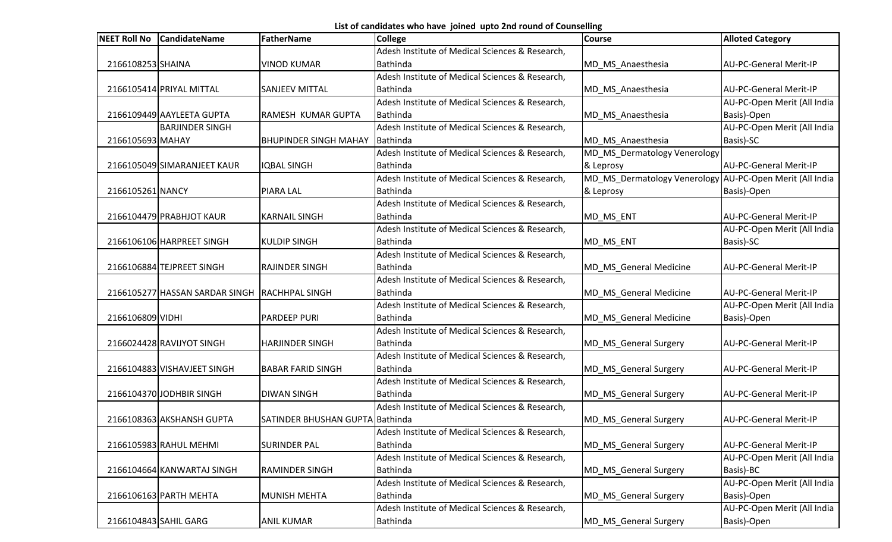**List of candidates who have joined upto 2nd round of Counselling**

| NEET Roll No | CandidateName | FatherName | College | Course | Alloted Category |
|---|---|---|---|---|---|
| 2166108253 | SHAINA | VINOD KUMAR | Adesh Institute of Medical Sciences & Research, Bathinda | MD_MS_Anaesthesia | AU-PC-General Merit-IP |
| 2166105414 | PRIYAL MITTAL | SANJEEV MITTAL | Adesh Institute of Medical Sciences & Research, Bathinda | MD_MS_Anaesthesia | AU-PC-General Merit-IP |
| 2166109449 | AAYLEETA GUPTA | RAMESH KUMAR GUPTA | Adesh Institute of Medical Sciences & Research, Bathinda | MD_MS_Anaesthesia | AU-PC-Open Merit (All India Basis)-Open |
| 2166105693 | BARJINDER SINGH MAHAY | BHUPINDER SINGH MAHAY | Adesh Institute of Medical Sciences & Research, Bathinda | MD_MS_Anaesthesia | AU-PC-Open Merit (All India Basis)-SC |
| 2166105049 | SIMARANJEET KAUR | IQBAL SINGH | Adesh Institute of Medical Sciences & Research, Bathinda | MD_MS_Dermatology Venerology & Leprosy | AU-PC-General Merit-IP |
| 2166105261 | NANCY | PIARA LAL | Adesh Institute of Medical Sciences & Research, Bathinda | MD_MS_Dermatology Venerology & Leprosy | AU-PC-Open Merit (All India Basis)-Open |
| 2166104479 | PRABHJOT KAUR | KARNAIL SINGH | Adesh Institute of Medical Sciences & Research, Bathinda | MD_MS_ENT | AU-PC-General Merit-IP |
| 2166106106 | HARPREET SINGH | KULDIP SINGH | Adesh Institute of Medical Sciences & Research, Bathinda | MD_MS_ENT | AU-PC-Open Merit (All India Basis)-SC |
| 2166106884 | TEJPREET SINGH | RAJINDER SINGH | Adesh Institute of Medical Sciences & Research, Bathinda | MD_MS_General Medicine | AU-PC-General Merit-IP |
| 2166105277 | HASSAN SARDAR SINGH | RACHHPAL SINGH | Adesh Institute of Medical Sciences & Research, Bathinda | MD_MS_General Medicine | AU-PC-General Merit-IP |
| 2166106809 | VIDHI | PARDEEP PURI | Adesh Institute of Medical Sciences & Research, Bathinda | MD_MS_General Medicine | AU-PC-Open Merit (All India Basis)-Open |
| 2166024428 | RAVIJYOT SINGH | HARJINDER SINGH | Adesh Institute of Medical Sciences & Research, Bathinda | MD_MS_General Surgery | AU-PC-General Merit-IP |
| 2166104883 | VISHAVJEET SINGH | BABAR FARID SINGH | Adesh Institute of Medical Sciences & Research, Bathinda | MD_MS_General Surgery | AU-PC-General Merit-IP |
| 2166104370 | JODHBIR SINGH | DIWAN SINGH | Adesh Institute of Medical Sciences & Research, Bathinda | MD_MS_General Surgery | AU-PC-General Merit-IP |
| 2166108363 | AKSHANSH GUPTA | SATINDER BHUSHAN GUPTA | Adesh Institute of Medical Sciences & Research, Bathinda | MD_MS_General Surgery | AU-PC-General Merit-IP |
| 2166105983 | RAHUL MEHMI | SURINDER PAL | Adesh Institute of Medical Sciences & Research, Bathinda | MD_MS_General Surgery | AU-PC-General Merit-IP |
| 2166104664 | KANWARTAJ SINGH | RAMINDER SINGH | Adesh Institute of Medical Sciences & Research, Bathinda | MD_MS_General Surgery | AU-PC-Open Merit (All India Basis)-BC |
| 2166106163 | PARTH MEHTA | MUNISH MEHTA | Adesh Institute of Medical Sciences & Research, Bathinda | MD_MS_General Surgery | AU-PC-Open Merit (All India Basis)-Open |
| 2166104843 | SAHIL GARG | ANIL KUMAR | Adesh Institute of Medical Sciences & Research, Bathinda | MD_MS_General Surgery | AU-PC-Open Merit (All India Basis)-Open |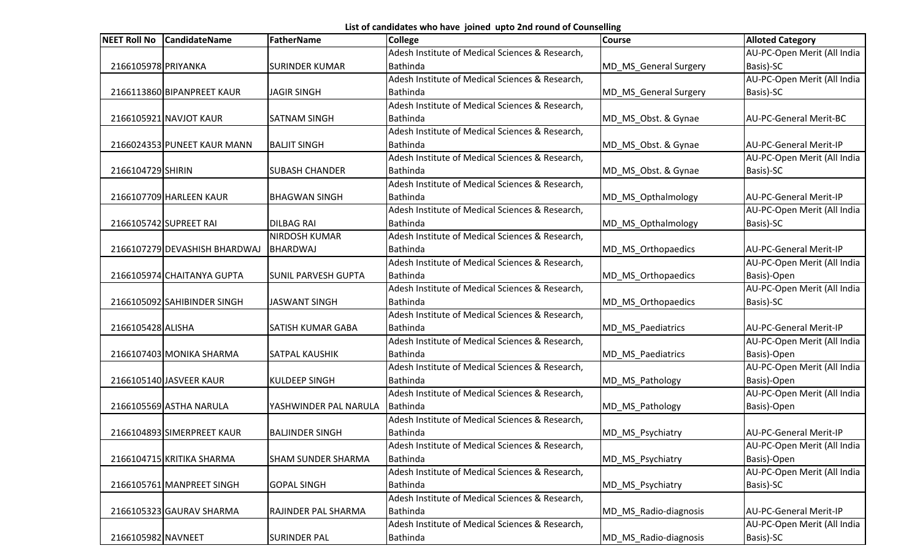**List of candidates who have joined upto 2nd round of Counselling**

| NEET Roll No | CandidateName | FatherName | College | Course | Alloted Category |
|---|---|---|---|---|---|
| 2166105978 | PRIYANKA | SURINDER KUMAR | Adesh Institute of Medical Sciences & Research, Bathinda | MD_MS_General Surgery | AU-PC-Open Merit (All India Basis)-SC |
| 2166113860 | BIPANPREET KAUR | JAGIR SINGH | Adesh Institute of Medical Sciences & Research, Bathinda | MD_MS_General Surgery | AU-PC-Open Merit (All India Basis)-SC |
| 2166105921 | NAVJOT KAUR | SATNAM SINGH | Adesh Institute of Medical Sciences & Research, Bathinda | MD_MS_Obst. & Gynae | AU-PC-General Merit-BC |
| 2166024353 | PUNEET KAUR MANN | BALJIT SINGH | Adesh Institute of Medical Sciences & Research, Bathinda | MD_MS_Obst. & Gynae | AU-PC-General Merit-IP |
| 2166104729 | SHIRIN | SUBASH CHANDER | Adesh Institute of Medical Sciences & Research, Bathinda | MD_MS_Obst. & Gynae | AU-PC-Open Merit (All India Basis)-SC |
| 2166107709 | HARLEEN KAUR | BHAGWAN SINGH | Adesh Institute of Medical Sciences & Research, Bathinda | MD_MS_Opthalmology | AU-PC-General Merit-IP |
| 2166105742 | SUPREET RAI | DILBAG RAI | Adesh Institute of Medical Sciences & Research, Bathinda | MD_MS_Opthalmology | AU-PC-Open Merit (All India Basis)-SC |
| 2166107279 | DEVASHISH BHARDWAJ | NIRDOSH KUMAR BHARDWAJ | Adesh Institute of Medical Sciences & Research, Bathinda | MD_MS_Orthopaedics | AU-PC-General Merit-IP |
| 2166105974 | CHAITANYA GUPTA | SUNIL PARVESH GUPTA | Adesh Institute of Medical Sciences & Research, Bathinda | MD_MS_Orthopaedics | AU-PC-Open Merit (All India Basis)-Open |
| 2166105092 | SAHIBINDER SINGH | JASWANT SINGH | Adesh Institute of Medical Sciences & Research, Bathinda | MD_MS_Orthopaedics | AU-PC-Open Merit (All India Basis)-SC |
| 2166105428 | ALISHA | SATISH KUMAR GABA | Adesh Institute of Medical Sciences & Research, Bathinda | MD_MS_Paediatrics | AU-PC-General Merit-IP |
| 2166107403 | MONIKA SHARMA | SATPAL KAUSHIK | Adesh Institute of Medical Sciences & Research, Bathinda | MD_MS_Paediatrics | AU-PC-Open Merit (All India Basis)-Open |
| 2166105140 | JASVEER KAUR | KULDEEP SINGH | Adesh Institute of Medical Sciences & Research, Bathinda | MD_MS_Pathology | AU-PC-Open Merit (All India Basis)-Open |
| 2166105569 | ASTHA NARULA | YASHWINDER PAL NARULA | Adesh Institute of Medical Sciences & Research, Bathinda | MD_MS_Pathology | AU-PC-Open Merit (All India Basis)-Open |
| 2166104893 | SIMERPREET KAUR | BALJINDER SINGH | Adesh Institute of Medical Sciences & Research, Bathinda | MD_MS_Psychiatry | AU-PC-General Merit-IP |
| 2166104715 | KRITIKA SHARMA | SHAM SUNDER SHARMA | Adesh Institute of Medical Sciences & Research, Bathinda | MD_MS_Psychiatry | AU-PC-Open Merit (All India Basis)-Open |
| 2166105761 | MANPREET SINGH | GOPAL SINGH | Adesh Institute of Medical Sciences & Research, Bathinda | MD_MS_Psychiatry | AU-PC-Open Merit (All India Basis)-SC |
| 2166105323 | GAURAV SHARMA | RAJINDER PAL SHARMA | Adesh Institute of Medical Sciences & Research, Bathinda | MD_MS_Radio-diagnosis | AU-PC-General Merit-IP |
| 2166105982 | NAVNEET | SURINDER PAL | Adesh Institute of Medical Sciences & Research, Bathinda | MD_MS_Radio-diagnosis | AU-PC-Open Merit (All India Basis)-SC |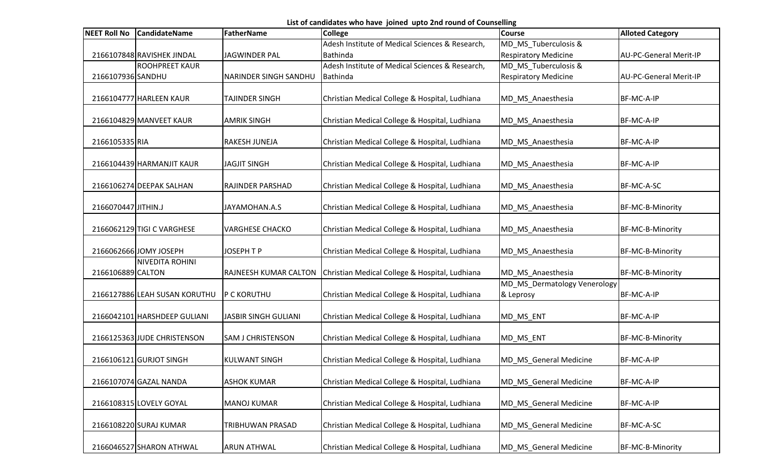**List of candidates who have joined upto 2nd round of Counselling**

| NEET Roll No | CandidateName | FatherName | College | Course | Alloted Category |
|---|---|---|---|---|---|
| 2166107848 | RAVISHEK JINDAL | JAGWINDER PAL | Adesh Institute of Medical Sciences & Research, Bathinda | MD_MS_Tuberculosis & Respiratory Medicine | AU-PC-General Merit-IP |
| 2166107936 | ROOHPREET KAUR SANDHU | NARINDER SINGH SANDHU | Adesh Institute of Medical Sciences & Research, Bathinda | MD_MS_Tuberculosis & Respiratory Medicine | AU-PC-General Merit-IP |
| 2166104777 | HARLEEN KAUR | TAJINDER SINGH | Christian Medical College & Hospital, Ludhiana | MD_MS_Anaesthesia | BF-MC-A-IP |
| 2166104829 | MANVEET KAUR | AMRIK SINGH | Christian Medical College & Hospital, Ludhiana | MD_MS_Anaesthesia | BF-MC-A-IP |
| 2166105335 | RIA | RAKESH JUNEJA | Christian Medical College & Hospital, Ludhiana | MD_MS_Anaesthesia | BF-MC-A-IP |
| 2166104439 | HARMANJIT KAUR | JAGJIT SINGH | Christian Medical College & Hospital, Ludhiana | MD_MS_Anaesthesia | BF-MC-A-IP |
| 2166106274 | DEEPAK SALHAN | RAJINDER PARSHAD | Christian Medical College & Hospital, Ludhiana | MD_MS_Anaesthesia | BF-MC-A-SC |
| 2166070447 | JITHIN.J | JAYAMOHAN.A.S | Christian Medical College & Hospital, Ludhiana | MD_MS_Anaesthesia | BF-MC-B-Minority |
| 2166062129 | TIGI C VARGHESE | VARGHESE CHACKO | Christian Medical College & Hospital, Ludhiana | MD_MS_Anaesthesia | BF-MC-B-Minority |
| 2166062666 | JOMY JOSEPH | JOSEPH T P | Christian Medical College & Hospital, Ludhiana | MD_MS_Anaesthesia | BF-MC-B-Minority |
| 2166106889 | NIVEDITA ROHINI CALTON | RAJNEESH KUMAR CALTON | Christian Medical College & Hospital, Ludhiana | MD_MS_Anaesthesia | BF-MC-B-Minority |
| 2166127886 | LEAH SUSAN KORUTHU | P C KORUTHU | Christian Medical College & Hospital, Ludhiana | MD_MS_Dermatology Venerology & Leprosy | BF-MC-A-IP |
| 2166042101 | HARSHDEEP GULIANI | JASBIR SINGH GULIANI | Christian Medical College & Hospital, Ludhiana | MD_MS_ENT | BF-MC-A-IP |
| 2166125363 | JUDE CHRISTENSON | SAM J CHRISTENSON | Christian Medical College & Hospital, Ludhiana | MD_MS_ENT | BF-MC-B-Minority |
| 2166106121 | GURJOT SINGH | KULWANT SINGH | Christian Medical College & Hospital, Ludhiana | MD_MS_General Medicine | BF-MC-A-IP |
| 2166107074 | GAZAL NANDA | ASHOK KUMAR | Christian Medical College & Hospital, Ludhiana | MD_MS_General Medicine | BF-MC-A-IP |
| 2166108315 | LOVELY GOYAL | MANOJ KUMAR | Christian Medical College & Hospital, Ludhiana | MD_MS_General Medicine | BF-MC-A-IP |
| 2166108220 | SURAJ KUMAR | TRIBHUWAN PRASAD | Christian Medical College & Hospital, Ludhiana | MD_MS_General Medicine | BF-MC-A-SC |
| 2166046527 | SHARON ATHWAL | ARUN ATHWAL | Christian Medical College & Hospital, Ludhiana | MD_MS_General Medicine | BF-MC-B-Minority |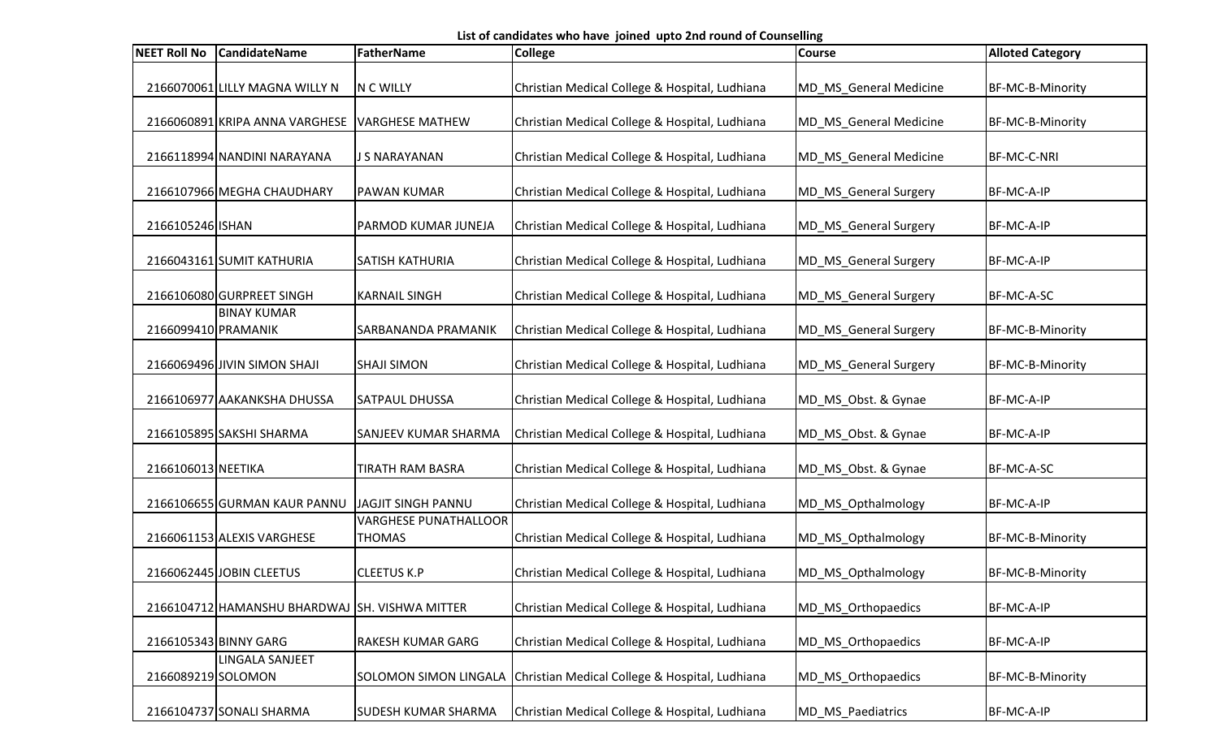**List of candidates who have joined upto 2nd round of Counselling**

| NEET Roll No | CandidateName | FatherName | College | Course | Alloted Category |
|---|---|---|---|---|---|
| 2166070061 | LILLY MAGNA WILLY N | N C WILLY | Christian Medical College & Hospital, Ludhiana | MD_MS_General Medicine | BF-MC-B-Minority |
| 2166060891 | KRIPA ANNA VARGHESE | VARGHESE MATHEW | Christian Medical College & Hospital, Ludhiana | MD_MS_General Medicine | BF-MC-B-Minority |
| 2166118994 | NANDINI NARAYANA | J S NARAYANAN | Christian Medical College & Hospital, Ludhiana | MD_MS_General Medicine | BF-MC-C-NRI |
| 2166107966 | MEGHA CHAUDHARY | PAWAN KUMAR | Christian Medical College & Hospital, Ludhiana | MD_MS_General Surgery | BF-MC-A-IP |
| 2166105246 | ISHAN | PARMOD KUMAR JUNEJA | Christian Medical College & Hospital, Ludhiana | MD_MS_General Surgery | BF-MC-A-IP |
| 2166043161 | SUMIT KATHURIA | SATISH KATHURIA | Christian Medical College & Hospital, Ludhiana | MD_MS_General Surgery | BF-MC-A-IP |
| 2166106080 | GURPREET SINGH | KARNAIL SINGH | Christian Medical College & Hospital, Ludhiana | MD_MS_General Surgery | BF-MC-A-SC |
| 2166099410 | BINAY KUMAR PRAMANIK | SARBANANDA PRAMANIK | Christian Medical College & Hospital, Ludhiana | MD_MS_General Surgery | BF-MC-B-Minority |
| 2166069496 | JIVIN SIMON SHAJI | SHAJI SIMON | Christian Medical College & Hospital, Ludhiana | MD_MS_General Surgery | BF-MC-B-Minority |
| 2166106977 | AAKANKSHA DHUSSA | SATPAUL DHUSSA | Christian Medical College & Hospital, Ludhiana | MD_MS_Obst. & Gynae | BF-MC-A-IP |
| 2166105895 | SAKSHI SHARMA | SANJEEV KUMAR SHARMA | Christian Medical College & Hospital, Ludhiana | MD_MS_Obst. & Gynae | BF-MC-A-IP |
| 2166106013 | NEETIKA | TIRATH RAM BASRA | Christian Medical College & Hospital, Ludhiana | MD_MS_Obst. & Gynae | BF-MC-A-SC |
| 2166106655 | GURMAN KAUR PANNU | JAGJIT SINGH PANNU | Christian Medical College & Hospital, Ludhiana | MD_MS_Opthalmology | BF-MC-A-IP |
| 2166061153 | ALEXIS VARGHESE | VARGHESE PUNATHALLOOR THOMAS | Christian Medical College & Hospital, Ludhiana | MD_MS_Opthalmology | BF-MC-B-Minority |
| 2166062445 | JOBIN CLEETUS | CLEETUS K.P | Christian Medical College & Hospital, Ludhiana | MD_MS_Opthalmology | BF-MC-B-Minority |
| 2166104712 | HAMANSHU BHARDWAJ | SH. VISHWA MITTER | Christian Medical College & Hospital, Ludhiana | MD_MS_Orthopaedics | BF-MC-A-IP |
| 2166105343 | BINNY GARG | RAKESH KUMAR GARG | Christian Medical College & Hospital, Ludhiana | MD_MS_Orthopaedics | BF-MC-A-IP |
| 2166089219 | LINGALA SANJEET SOLOMON | SOLOMON SIMON LINGALA | Christian Medical College & Hospital, Ludhiana | MD_MS_Orthopaedics | BF-MC-B-Minority |
| 2166104737 | SONALI SHARMA | SUDESH KUMAR SHARMA | Christian Medical College & Hospital, Ludhiana | MD_MS_Paediatrics | BF-MC-A-IP |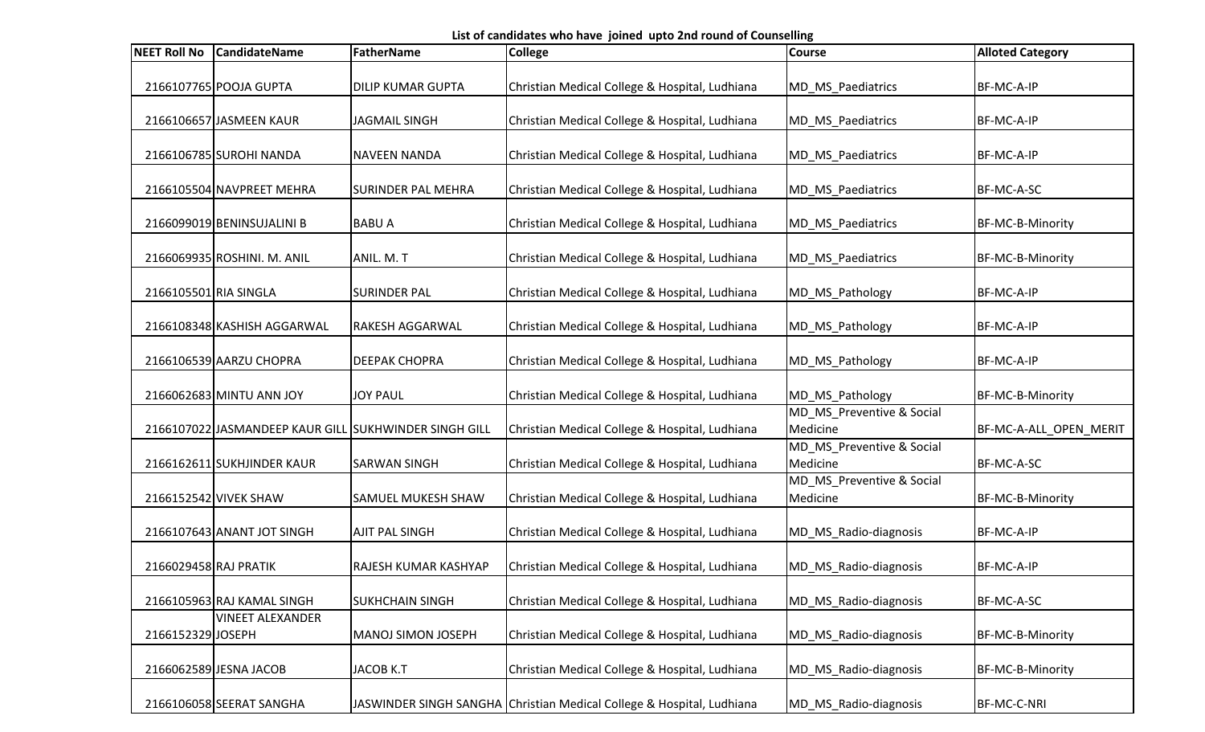**List of candidates who have joined upto 2nd round of Counselling**

| NEET Roll No | CandidateName | FatherName | College | Course | Alloted Category |
|---|---|---|---|---|---|
| 2166107765 | POOJA GUPTA | DILIP KUMAR GUPTA | Christian Medical College & Hospital, Ludhiana | MD_MS_Paediatrics | BF-MC-A-IP |
| 2166106657 | JASMEEN KAUR | JAGMAIL SINGH | Christian Medical College & Hospital, Ludhiana | MD_MS_Paediatrics | BF-MC-A-IP |
| 2166106785 | SUROHI NANDA | NAVEEN NANDA | Christian Medical College & Hospital, Ludhiana | MD_MS_Paediatrics | BF-MC-A-IP |
| 2166105504 | NAVPREET MEHRA | SURINDER PAL MEHRA | Christian Medical College & Hospital, Ludhiana | MD_MS_Paediatrics | BF-MC-A-SC |
| 2166099019 | BENINSUJALINI B | BABU A | Christian Medical College & Hospital, Ludhiana | MD_MS_Paediatrics | BF-MC-B-Minority |
| 2166069935 | ROSHINI. M. ANIL | ANIL. M. T | Christian Medical College & Hospital, Ludhiana | MD_MS_Paediatrics | BF-MC-B-Minority |
| 2166105501 | RIA SINGLA | SURINDER PAL | Christian Medical College & Hospital, Ludhiana | MD_MS_Pathology | BF-MC-A-IP |
| 2166108348 | KASHISH AGGARWAL | RAKESH AGGARWAL | Christian Medical College & Hospital, Ludhiana | MD_MS_Pathology | BF-MC-A-IP |
| 2166106539 | AARZU CHOPRA | DEEPAK CHOPRA | Christian Medical College & Hospital, Ludhiana | MD_MS_Pathology | BF-MC-A-IP |
| 2166062683 | MINTU ANN JOY | JOY PAUL | Christian Medical College & Hospital, Ludhiana | MD_MS_Pathology | BF-MC-B-Minority |
| 2166107022 | JASMANDEEP KAUR GILL | SUKHWINDER SINGH GILL | Christian Medical College & Hospital, Ludhiana | MD_MS_Preventive & Social Medicine | BF-MC-A-ALL_OPEN_MERIT |
| 2166162611 | SUKHJINDER KAUR | SARWAN SINGH | Christian Medical College & Hospital, Ludhiana | MD_MS_Preventive & Social Medicine | BF-MC-A-SC |
| 2166152542 | VIVEK SHAW | SAMUEL MUKESH SHAW | Christian Medical College & Hospital, Ludhiana | MD_MS_Preventive & Social Medicine | BF-MC-B-Minority |
| 2166107643 | ANANT JOT SINGH | AJIT PAL SINGH | Christian Medical College & Hospital, Ludhiana | MD_MS_Radio-diagnosis | BF-MC-A-IP |
| 2166029458 | RAJ PRATIK | RAJESH KUMAR KASHYAP | Christian Medical College & Hospital, Ludhiana | MD_MS_Radio-diagnosis | BF-MC-A-IP |
| 2166105963 | RAJ KAMAL SINGH | SUKHCHAIN SINGH | Christian Medical College & Hospital, Ludhiana | MD_MS_Radio-diagnosis | BF-MC-A-SC |
| 2166152329 | VINEET ALEXANDER JOSEPH | MANOJ SIMON JOSEPH | Christian Medical College & Hospital, Ludhiana | MD_MS_Radio-diagnosis | BF-MC-B-Minority |
| 2166062589 | JESNA JACOB | JACOB K.T | Christian Medical College & Hospital, Ludhiana | MD_MS_Radio-diagnosis | BF-MC-B-Minority |
| 2166106058 | SEERAT SANGHA | JASWINDER SINGH SANGHA | Christian Medical College & Hospital, Ludhiana | MD_MS_Radio-diagnosis | BF-MC-C-NRI |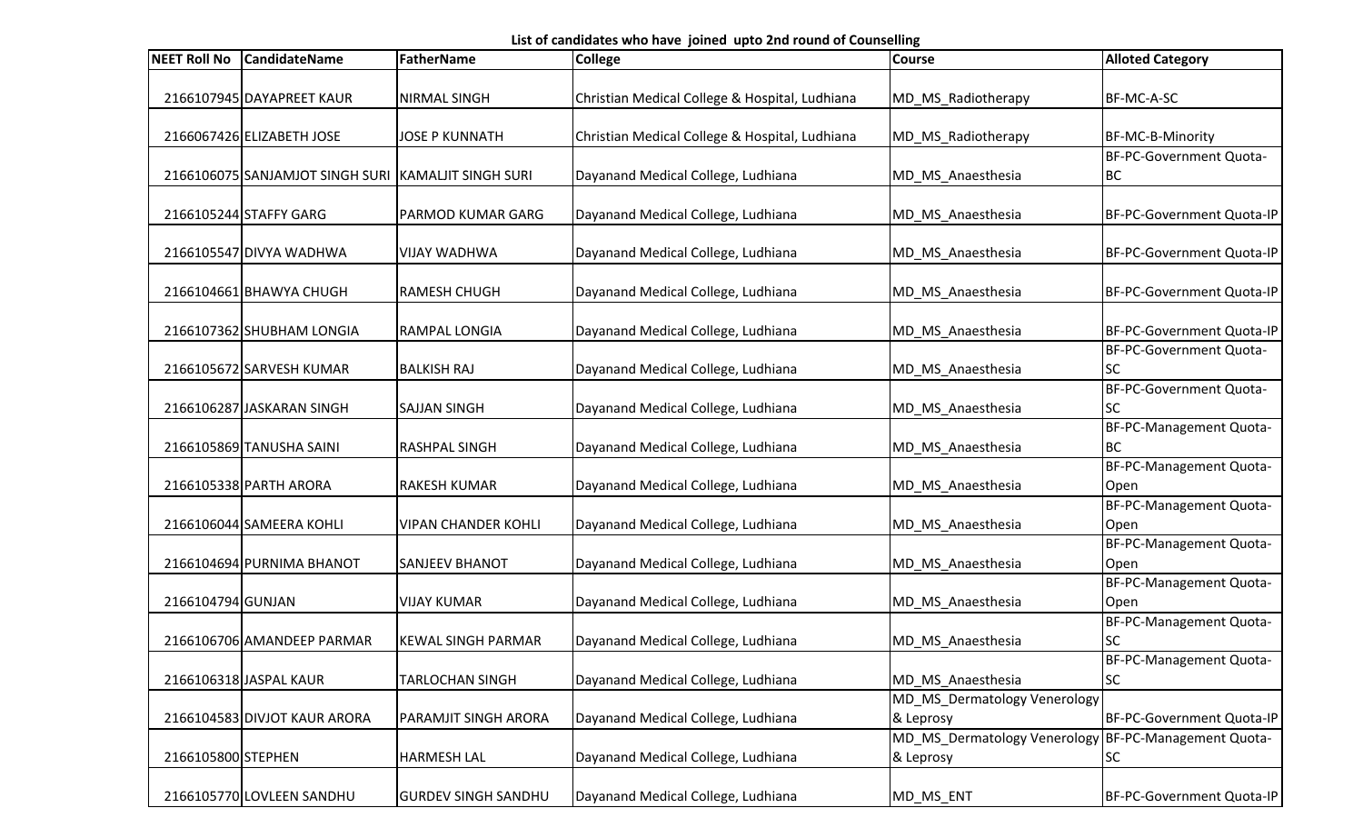**List of candidates who have joined upto 2nd round of Counselling**

| NEET Roll No | CandidateName | FatherName | College | Course | Alloted Category |
|---|---|---|---|---|---|
| 2166107945 | DAYAPREET KAUR | NIRMAL SINGH | Christian Medical College & Hospital, Ludhiana | MD_MS_Radiotherapy | BF-MC-A-SC |
| 2166067426 | ELIZABETH JOSE | JOSE P KUNNATH | Christian Medical College & Hospital, Ludhiana | MD_MS_Radiotherapy | BF-MC-B-Minority |
| 2166106075 | SANJAMJOT SINGH SURI | KAMALJIT SINGH SURI | Dayanand Medical College, Ludhiana | MD_MS_Anaesthesia | BF-PC-Government Quota-BC |
| 2166105244 | STAFFY GARG | PARMOD KUMAR GARG | Dayanand Medical College, Ludhiana | MD_MS_Anaesthesia | BF-PC-Government Quota-IP |
| 2166105547 | DIVYA WADHWA | VIJAY WADHWA | Dayanand Medical College, Ludhiana | MD_MS_Anaesthesia | BF-PC-Government Quota-IP |
| 2166104661 | BHAWYA CHUGH | RAMESH CHUGH | Dayanand Medical College, Ludhiana | MD_MS_Anaesthesia | BF-PC-Government Quota-IP |
| 2166107362 | SHUBHAM LONGIA | RAMPAL LONGIA | Dayanand Medical College, Ludhiana | MD_MS_Anaesthesia | BF-PC-Government Quota-IP |
| 2166105672 | SARVESH KUMAR | BALKISH RAJ | Dayanand Medical College, Ludhiana | MD_MS_Anaesthesia | BF-PC-Government Quota-SC |
| 2166106287 | JASKARAN SINGH | SAJJAN SINGH | Dayanand Medical College, Ludhiana | MD_MS_Anaesthesia | BF-PC-Government Quota-SC |
| 2166105869 | TANUSHA SAINI | RASHPAL SINGH | Dayanand Medical College, Ludhiana | MD_MS_Anaesthesia | BF-PC-Management Quota-BC |
| 2166105338 | PARTH ARORA | RAKESH KUMAR | Dayanand Medical College, Ludhiana | MD_MS_Anaesthesia | BF-PC-Management Quota-Open |
| 2166106044 | SAMEERA KOHLI | VIPAN CHANDER KOHLI | Dayanand Medical College, Ludhiana | MD_MS_Anaesthesia | BF-PC-Management Quota-Open |
| 2166104694 | PURNIMA BHANOT | SANJEEV BHANOT | Dayanand Medical College, Ludhiana | MD_MS_Anaesthesia | BF-PC-Management Quota-Open |
| 2166104794 | GUNJAN | VIJAY KUMAR | Dayanand Medical College, Ludhiana | MD_MS_Anaesthesia | BF-PC-Management Quota-Open |
| 2166106706 | AMANDEEP PARMAR | KEWAL SINGH PARMAR | Dayanand Medical College, Ludhiana | MD_MS_Anaesthesia | BF-PC-Management Quota-SC |
| 2166106318 | JASPAL KAUR | TARLOCHAN SINGH | Dayanand Medical College, Ludhiana | MD_MS_Anaesthesia | BF-PC-Management Quota-SC |
| 2166104583 | DIVJOT KAUR ARORA | PARAMJIT SINGH ARORA | Dayanand Medical College, Ludhiana | MD_MS_Dermatology Venerology & Leprosy | BF-PC-Government Quota-IP |
| 2166105800 | STEPHEN | HARMESH LAL | Dayanand Medical College, Ludhiana | MD_MS_Dermatology Venerology & Leprosy | BF-PC-Management Quota-SC |
| 2166105770 | LOVLEEN SANDHU | GURDEV SINGH SANDHU | Dayanand Medical College, Ludhiana | MD_MS_ENT | BF-PC-Government Quota-IP |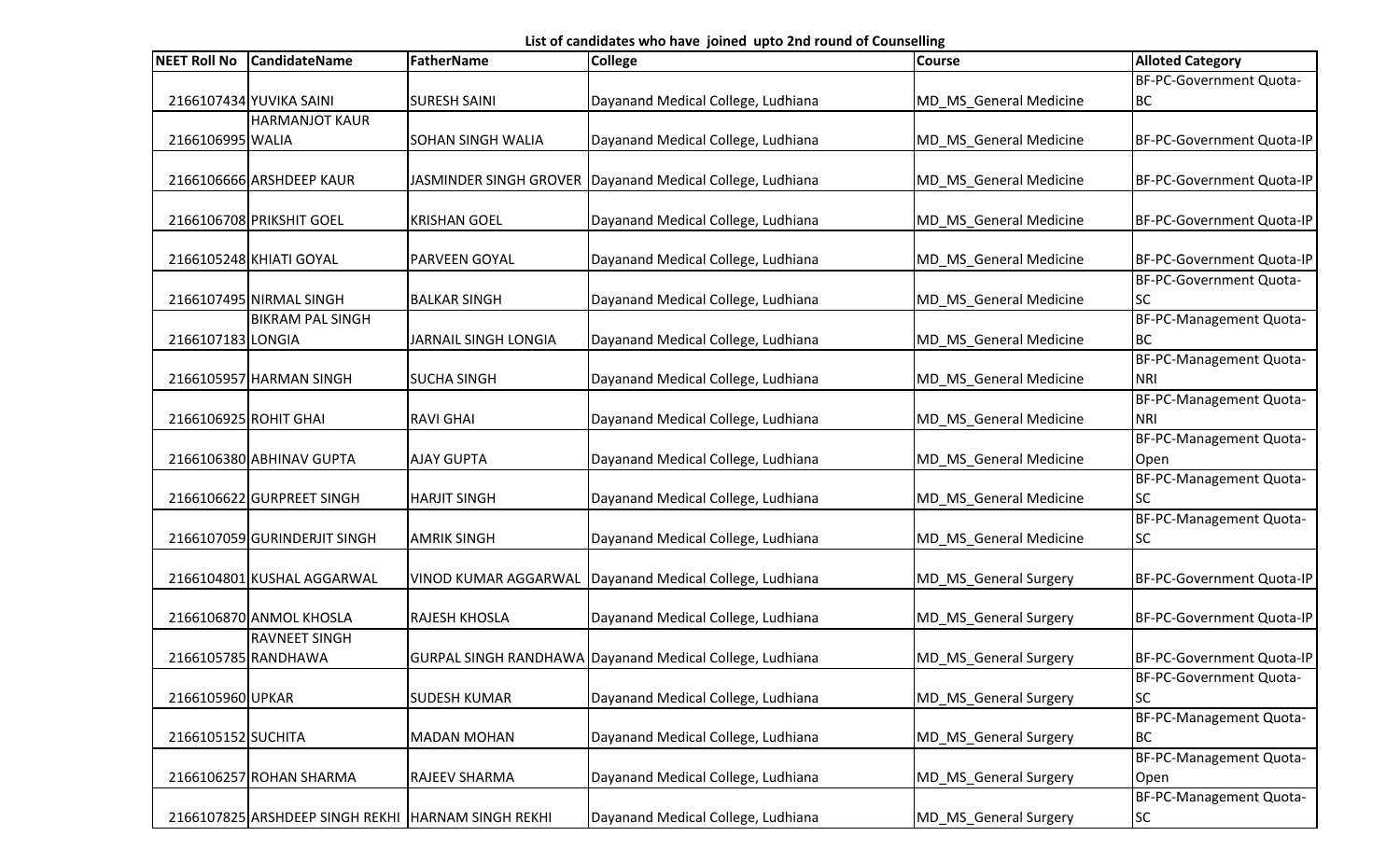**List of candidates who have joined upto 2nd round of Counselling**

| NEET Roll No | CandidateName | FatherName | College | Course | Alloted Category |
|---|---|---|---|---|---|
| 2166107434 | YUVIKA SAINI | SURESH SAINI | Dayanand Medical College, Ludhiana | MD_MS_General Medicine | BF-PC-Government Quota-BC |
| 2166106995 | HARMANJOT KAUR WALIA | SOHAN SINGH WALIA | Dayanand Medical College, Ludhiana | MD_MS_General Medicine | BF-PC-Government Quota-IP |
| 2166106666 | ARSHDEEP KAUR | JASMINDER SINGH GROVER | Dayanand Medical College, Ludhiana | MD_MS_General Medicine | BF-PC-Government Quota-IP |
| 2166106708 | PRIKSHIT GOEL | KRISHAN GOEL | Dayanand Medical College, Ludhiana | MD_MS_General Medicine | BF-PC-Government Quota-IP |
| 2166105248 | KHIATI GOYAL | PARVEEN GOYAL | Dayanand Medical College, Ludhiana | MD_MS_General Medicine | BF-PC-Government Quota-IP |
| 2166107495 | NIRMAL SINGH | BALKAR SINGH | Dayanand Medical College, Ludhiana | MD_MS_General Medicine | BF-PC-Government Quota-SC |
| 2166107183 | BIKRAM PAL SINGH LONGIA | JARNAIL SINGH LONGIA | Dayanand Medical College, Ludhiana | MD_MS_General Medicine | BF-PC-Management Quota-BC |
| 2166105957 | HARMAN SINGH | SUCHA SINGH | Dayanand Medical College, Ludhiana | MD_MS_General Medicine | BF-PC-Management Quota-NRI |
| 2166106925 | ROHIT GHAI | RAVI GHAI | Dayanand Medical College, Ludhiana | MD_MS_General Medicine | BF-PC-Management Quota-NRI |
| 2166106380 | ABHINAV GUPTA | AJAY GUPTA | Dayanand Medical College, Ludhiana | MD_MS_General Medicine | BF-PC-Management Quota-Open |
| 2166106622 | GURPREET SINGH | HARJIT SINGH | Dayanand Medical College, Ludhiana | MD_MS_General Medicine | BF-PC-Management Quota-SC |
| 2166107059 | GURINDERJIT SINGH | AMRIK SINGH | Dayanand Medical College, Ludhiana | MD_MS_General Medicine | BF-PC-Management Quota-SC |
| 2166104801 | KUSHAL AGGARWAL | VINOD KUMAR AGGARWAL | Dayanand Medical College, Ludhiana | MD_MS_General Surgery | BF-PC-Government Quota-IP |
| 2166106870 | ANMOL KHOSLA | RAJESH KHOSLA | Dayanand Medical College, Ludhiana | MD_MS_General Surgery | BF-PC-Government Quota-IP |
| 2166105785 | RAVNEET SINGH RANDHAWA | GURPAL SINGH RANDHAWA | Dayanand Medical College, Ludhiana | MD_MS_General Surgery | BF-PC-Government Quota-IP |
| 2166105960 | UPKAR | SUDESH KUMAR | Dayanand Medical College, Ludhiana | MD_MS_General Surgery | BF-PC-Government Quota-SC |
| 2166105152 | SUCHITA | MADAN MOHAN | Dayanand Medical College, Ludhiana | MD_MS_General Surgery | BF-PC-Management Quota-BC |
| 2166106257 | ROHAN SHARMA | RAJEEV SHARMA | Dayanand Medical College, Ludhiana | MD_MS_General Surgery | BF-PC-Management Quota-Open |
| 2166107825 | ARSHDEEP SINGH REKHI | HARNAM SINGH REKHI | Dayanand Medical College, Ludhiana | MD_MS_General Surgery | BF-PC-Management Quota-SC |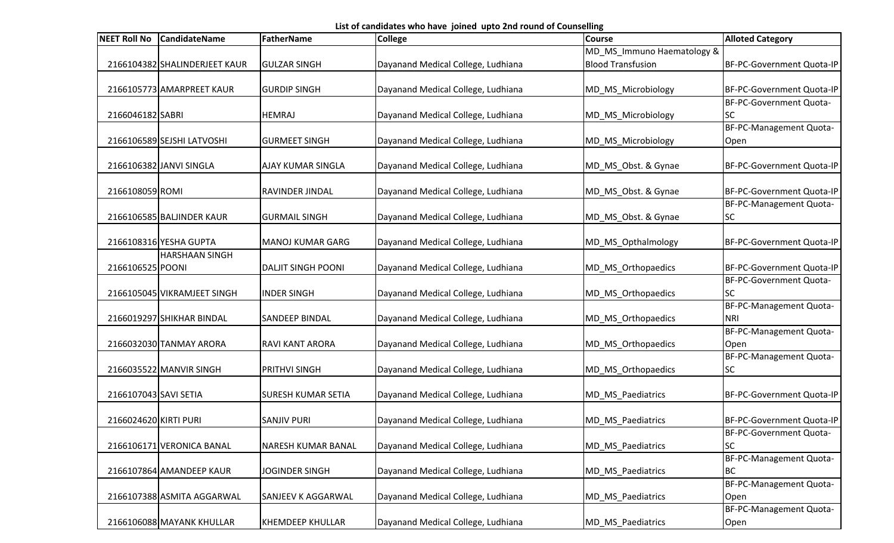**List of candidates who have joined upto 2nd round of Counselling**

| NEET Roll No | CandidateName | FatherName | College | Course | Alloted Category |
|---|---|---|---|---|---|
| 2166104382 | SHALINDERJEET KAUR | GULZAR SINGH | Dayanand Medical College, Ludhiana | MD_MS_Immuno Haematology & Blood Transfusion | BF-PC-Government Quota-IP |
| 2166105773 | AMARPREET KAUR | GURDIP SINGH | Dayanand Medical College, Ludhiana | MD_MS_Microbiology | BF-PC-Government Quota-IP |
| 2166046182 | SABRI | HEMRAJ | Dayanand Medical College, Ludhiana | MD_MS_Microbiology | BF-PC-Government Quota-SC |
| 2166106589 | SEJSHI LATVOSHI | GURMEET SINGH | Dayanand Medical College, Ludhiana | MD_MS_Microbiology | BF-PC-Management Quota-Open |
| 2166106382 | JANVI SINGLA | AJAY KUMAR SINGLA | Dayanand Medical College, Ludhiana | MD_MS_Obst. & Gynae | BF-PC-Government Quota-IP |
| 2166108059 | ROMI | RAVINDER JINDAL | Dayanand Medical College, Ludhiana | MD_MS_Obst. & Gynae | BF-PC-Government Quota-IP |
| 2166106585 | BALJINDER KAUR | GURMAIL SINGH | Dayanand Medical College, Ludhiana | MD_MS_Obst. & Gynae | BF-PC-Management Quota-SC |
| 2166108316 | YESHA GUPTA | MANOJ KUMAR GARG | Dayanand Medical College, Ludhiana | MD_MS_Opthalmology | BF-PC-Government Quota-IP |
| 2166106525 | HARSHAAN SINGH POONI | DALJIT SINGH POONI | Dayanand Medical College, Ludhiana | MD_MS_Orthopaedics | BF-PC-Government Quota-IP |
| 2166105045 | VIKRAMJEET SINGH | INDER SINGH | Dayanand Medical College, Ludhiana | MD_MS_Orthopaedics | BF-PC-Government Quota-SC |
| 2166019297 | SHIKHAR BINDAL | SANDEEP BINDAL | Dayanand Medical College, Ludhiana | MD_MS_Orthopaedics | BF-PC-Management Quota-NRI |
| 2166032030 | TANMAY ARORA | RAVI KANT ARORA | Dayanand Medical College, Ludhiana | MD_MS_Orthopaedics | BF-PC-Management Quota-Open |
| 2166035522 | MANVIR SINGH | PRITHVI SINGH | Dayanand Medical College, Ludhiana | MD_MS_Orthopaedics | BF-PC-Management Quota-SC |
| 2166107043 | SAVI SETIA | SURESH KUMAR SETIA | Dayanand Medical College, Ludhiana | MD_MS_Paediatrics | BF-PC-Government Quota-IP |
| 2166024620 | KIRTI PURI | SANJIV PURI | Dayanand Medical College, Ludhiana | MD_MS_Paediatrics | BF-PC-Government Quota-IP |
| 2166106171 | VERONICA BANAL | NARESH KUMAR BANAL | Dayanand Medical College, Ludhiana | MD_MS_Paediatrics | BF-PC-Government Quota-SC |
| 2166107864 | AMANDEEP KAUR | JOGINDER SINGH | Dayanand Medical College, Ludhiana | MD_MS_Paediatrics | BF-PC-Management Quota-BC |
| 2166107388 | ASMITA AGGARWAL | SANJEEV K AGGARWAL | Dayanand Medical College, Ludhiana | MD_MS_Paediatrics | BF-PC-Management Quota-Open |
| 2166106088 | MAYANK KHULLAR | KHEMDEEP KHULLAR | Dayanand Medical College, Ludhiana | MD_MS_Paediatrics | BF-PC-Management Quota-Open |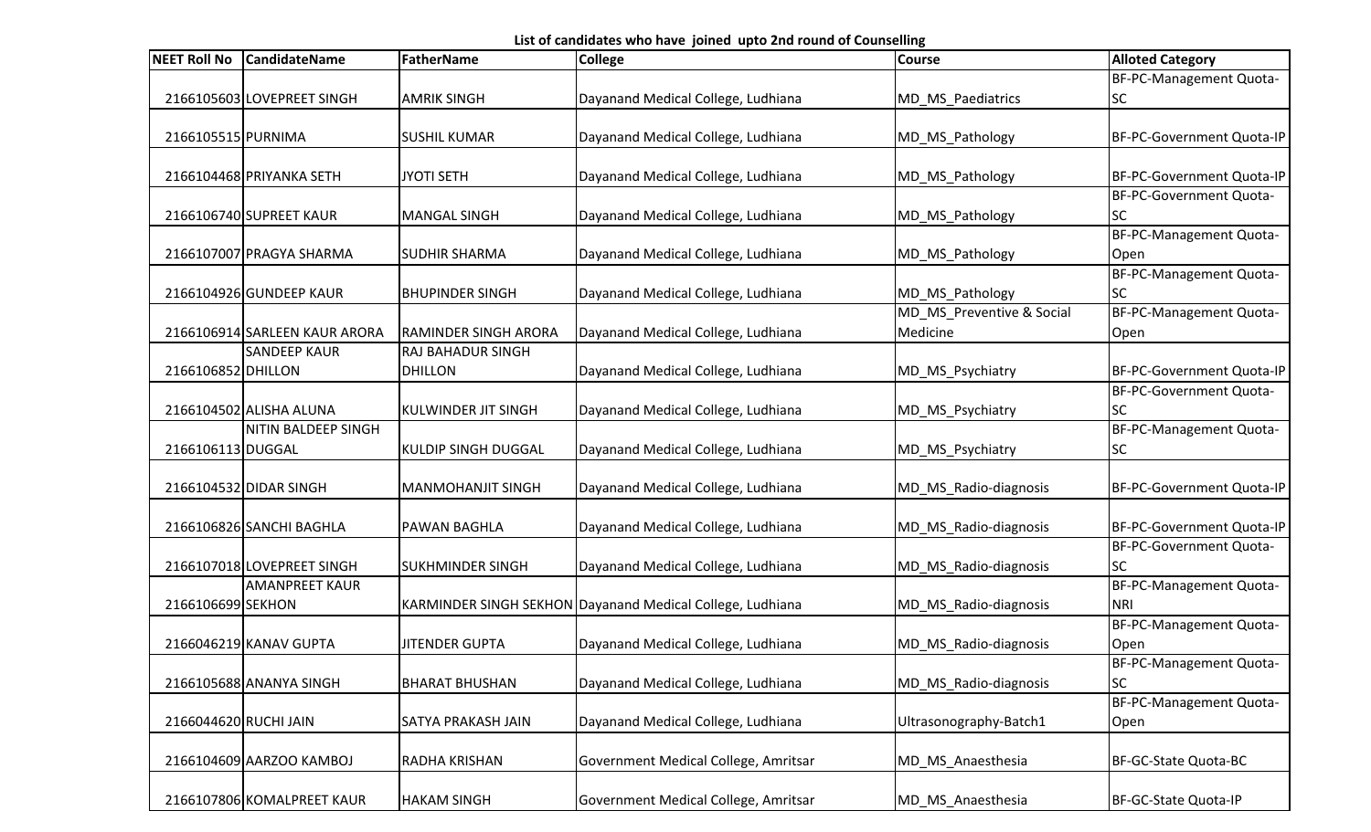**List of candidates who have joined upto 2nd round of Counselling**

| NEET Roll No | CandidateName | FatherName | College | Course | Alloted Category |
|---|---|---|---|---|---|
| 2166105603 | LOVEPREET SINGH | AMRIK SINGH | Dayanand Medical College, Ludhiana | MD_MS_Paediatrics | BF-PC-Management Quota-SC |
| 2166105515 | PURNIMA | SUSHIL KUMAR | Dayanand Medical College, Ludhiana | MD_MS_Pathology | BF-PC-Government Quota-IP |
| 2166104468 | PRIYANKA SETH | JYOTI SETH | Dayanand Medical College, Ludhiana | MD_MS_Pathology | BF-PC-Government Quota-IP |
| 2166106740 | SUPREET KAUR | MANGAL SINGH | Dayanand Medical College, Ludhiana | MD_MS_Pathology | BF-PC-Government Quota-SC |
| 2166107007 | PRAGYA SHARMA | SUDHIR SHARMA | Dayanand Medical College, Ludhiana | MD_MS_Pathology | BF-PC-Management Quota-Open |
| 2166104926 | GUNDEEP KAUR | BHUPINDER SINGH | Dayanand Medical College, Ludhiana | MD_MS_Pathology | BF-PC-Management Quota-SC |
| 2166106914 | SARLEEN KAUR ARORA | RAMINDER SINGH ARORA | Dayanand Medical College, Ludhiana | MD_MS_Preventive & Social Medicine | BF-PC-Management Quota-Open |
| 2166106852 | SANDEEP KAUR DHILLON | RAJ BAHADUR SINGH DHILLON | Dayanand Medical College, Ludhiana | MD_MS_Psychiatry | BF-PC-Government Quota-IP |
| 2166104502 | ALISHA ALUNA | KULWINDER JIT SINGH | Dayanand Medical College, Ludhiana | MD_MS_Psychiatry | BF-PC-Government Quota-SC |
| 2166106113 | NITIN BALDEEP SINGH DUGGAL | KULDIP SINGH DUGGAL | Dayanand Medical College, Ludhiana | MD_MS_Psychiatry | BF-PC-Management Quota-SC |
| 2166104532 | DIDAR SINGH | MANMOHANJIT SINGH | Dayanand Medical College, Ludhiana | MD_MS_Radio-diagnosis | BF-PC-Government Quota-IP |
| 2166106826 | SANCHI BAGHLA | PAWAN BAGHLA | Dayanand Medical College, Ludhiana | MD_MS_Radio-diagnosis | BF-PC-Government Quota-IP |
| 2166107018 | LOVEPREET SINGH | SUKHMINDER SINGH | Dayanand Medical College, Ludhiana | MD_MS_Radio-diagnosis | BF-PC-Government Quota-SC |
| 2166106699 | AMANPREET KAUR SEKHON | KARMINDER SINGH SEKHON | Dayanand Medical College, Ludhiana | MD_MS_Radio-diagnosis | BF-PC-Management Quota-NRI |
| 2166046219 | KANAV GUPTA | JITENDER GUPTA | Dayanand Medical College, Ludhiana | MD_MS_Radio-diagnosis | BF-PC-Management Quota-Open |
| 2166105688 | ANANYA SINGH | BHARAT BHUSHAN | Dayanand Medical College, Ludhiana | MD_MS_Radio-diagnosis | BF-PC-Management Quota-SC |
| 2166044620 | RUCHI JAIN | SATYA PRAKASH JAIN | Dayanand Medical College, Ludhiana | Ultrasonography-Batch1 | BF-PC-Management Quota-Open |
| 2166104609 | AARZOO KAMBOJ | RADHA KRISHAN | Government Medical College, Amritsar | MD_MS_Anaesthesia | BF-GC-State Quota-BC |
| 2166107806 | KOMALPREET KAUR | HAKAM SINGH | Government Medical College, Amritsar | MD_MS_Anaesthesia | BF-GC-State Quota-IP |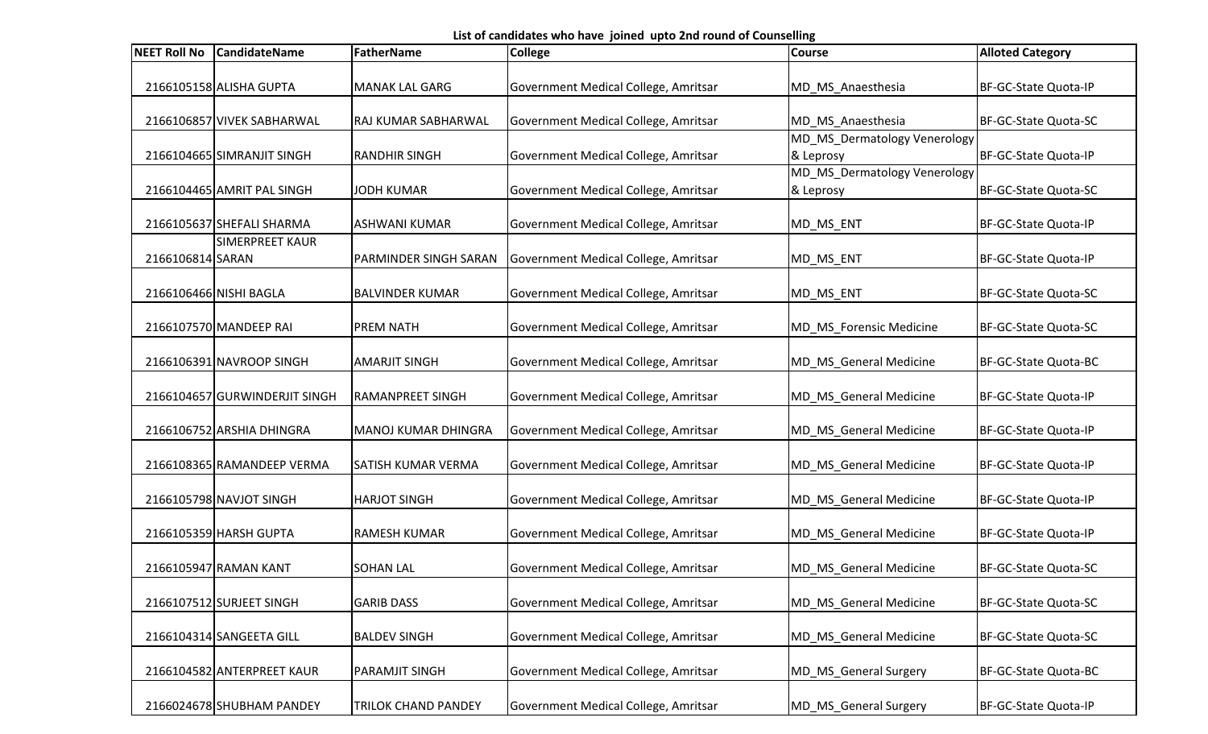**List of candidates who have joined upto 2nd round of Counselling**

| NEET Roll No | CandidateName | FatherName | College | Course | Alloted Category |
|---|---|---|---|---|---|
| 2166105158 | ALISHA GUPTA | MANAK LAL GARG | Government Medical College, Amritsar | MD_MS_Anaesthesia | BF-GC-State Quota-IP |
| 2166106857 | VIVEK SABHARWAL | RAJ KUMAR SABHARWAL | Government Medical College, Amritsar | MD_MS_Anaesthesia | BF-GC-State Quota-SC |
| 2166104665 | SIMRANJIT SINGH | RANDHIR SINGH | Government Medical College, Amritsar | MD_MS_Dermatology Venerology & Leprosy | BF-GC-State Quota-IP |
| 2166104465 | AMRIT PAL SINGH | JODH KUMAR | Government Medical College, Amritsar | MD_MS_Dermatology Venerology & Leprosy | BF-GC-State Quota-SC |
| 2166105637 | SHEFALI SHARMA | ASHWANI KUMAR | Government Medical College, Amritsar | MD_MS_ENT | BF-GC-State Quota-IP |
| 2166106814 | SIMERPREET KAUR SARAN | PARMINDER SINGH SARAN | Government Medical College, Amritsar | MD_MS_ENT | BF-GC-State Quota-IP |
| 2166106466 | NISHI BAGLA | BALVINDER KUMAR | Government Medical College, Amritsar | MD_MS_ENT | BF-GC-State Quota-SC |
| 2166107570 | MANDEEP RAI | PREM NATH | Government Medical College, Amritsar | MD_MS_Forensic Medicine | BF-GC-State Quota-SC |
| 2166106391 | NAVROOP SINGH | AMARJIT SINGH | Government Medical College, Amritsar | MD_MS_General Medicine | BF-GC-State Quota-BC |
| 2166104657 | GURWINDERJIT SINGH | RAMANPREET SINGH | Government Medical College, Amritsar | MD_MS_General Medicine | BF-GC-State Quota-IP |
| 2166106752 | ARSHIA DHINGRA | MANOJ KUMAR DHINGRA | Government Medical College, Amritsar | MD_MS_General Medicine | BF-GC-State Quota-IP |
| 2166108365 | RAMANDEEP VERMA | SATISH KUMAR VERMA | Government Medical College, Amritsar | MD_MS_General Medicine | BF-GC-State Quota-IP |
| 2166105798 | NAVJOT SINGH | HARJOT SINGH | Government Medical College, Amritsar | MD_MS_General Medicine | BF-GC-State Quota-IP |
| 2166105359 | HARSH GUPTA | RAMESH KUMAR | Government Medical College, Amritsar | MD_MS_General Medicine | BF-GC-State Quota-IP |
| 2166105947 | RAMAN KANT | SOHAN LAL | Government Medical College, Amritsar | MD_MS_General Medicine | BF-GC-State Quota-SC |
| 2166107512 | SURJEET SINGH | GARIB DASS | Government Medical College, Amritsar | MD_MS_General Medicine | BF-GC-State Quota-SC |
| 2166104314 | SANGEETA GILL | BALDEV SINGH | Government Medical College, Amritsar | MD_MS_General Medicine | BF-GC-State Quota-SC |
| 2166104582 | ANTERPREET KAUR | PARAMJIT SINGH | Government Medical College, Amritsar | MD_MS_General Surgery | BF-GC-State Quota-BC |
| 2166024678 | SHUBHAM PANDEY | TRILOK CHAND PANDEY | Government Medical College, Amritsar | MD_MS_General Surgery | BF-GC-State Quota-IP |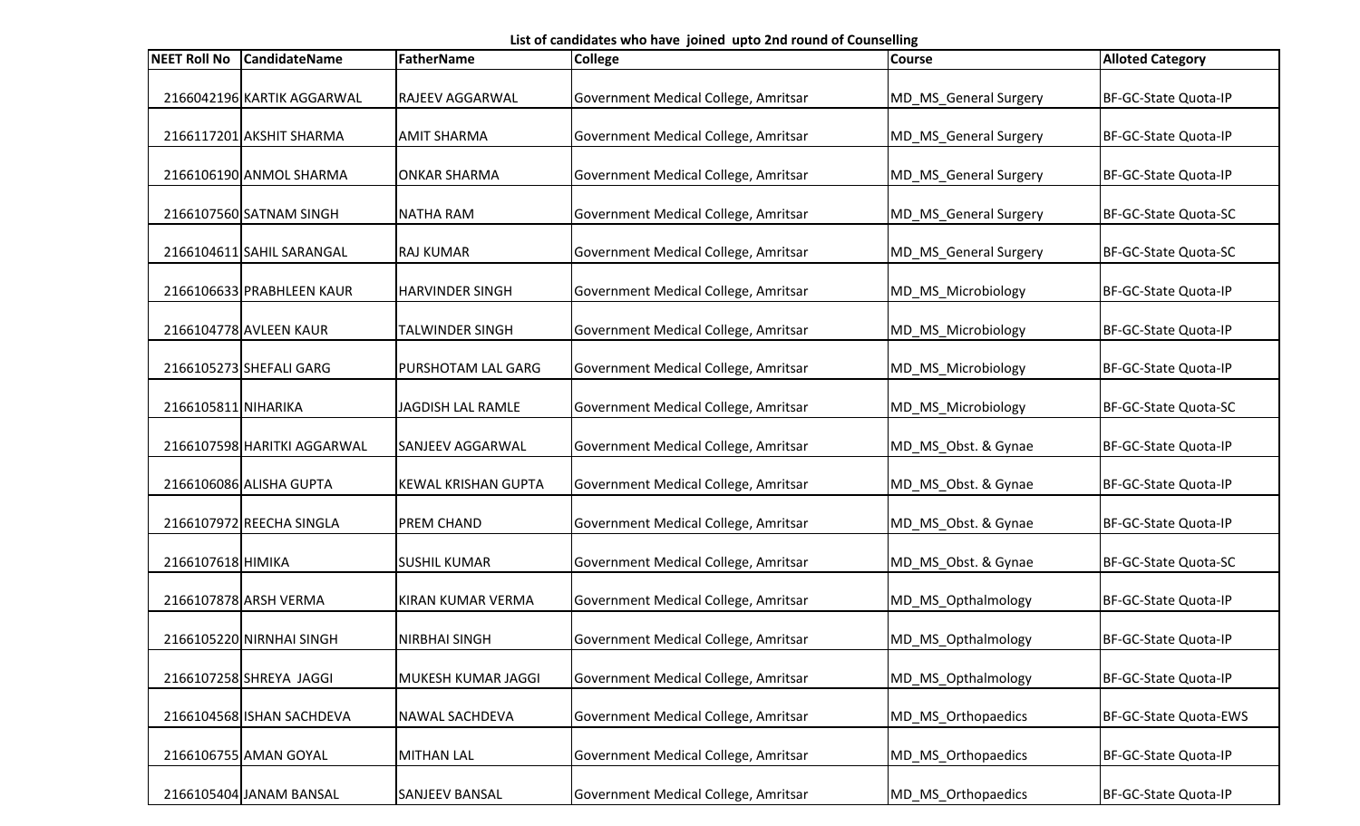**List of candidates who have joined upto 2nd round of Counselling**

| NEET Roll No | CandidateName | FatherName | College | Course | Alloted Category |
|---|---|---|---|---|---|
| 2166042196 | KARTIK AGGARWAL | RAJEEV AGGARWAL | Government Medical College, Amritsar | MD_MS_General Surgery | BF-GC-State Quota-IP |
| 2166117201 | AKSHIT SHARMA | AMIT SHARMA | Government Medical College, Amritsar | MD_MS_General Surgery | BF-GC-State Quota-IP |
| 2166106190 | ANMOL SHARMA | ONKAR SHARMA | Government Medical College, Amritsar | MD_MS_General Surgery | BF-GC-State Quota-IP |
| 2166107560 | SATNAM SINGH | NATHA RAM | Government Medical College, Amritsar | MD_MS_General Surgery | BF-GC-State Quota-SC |
| 2166104611 | SAHIL SARANGAL | RAJ KUMAR | Government Medical College, Amritsar | MD_MS_General Surgery | BF-GC-State Quota-SC |
| 2166106633 | PRABHLEEN KAUR | HARVINDER SINGH | Government Medical College, Amritsar | MD_MS_Microbiology | BF-GC-State Quota-IP |
| 2166104778 | AVLEEN KAUR | TALWINDER SINGH | Government Medical College, Amritsar | MD_MS_Microbiology | BF-GC-State Quota-IP |
| 2166105273 | SHEFALI GARG | PURSHOTAM LAL GARG | Government Medical College, Amritsar | MD_MS_Microbiology | BF-GC-State Quota-IP |
| 2166105811 | NIHARIKA | JAGDISH LAL RAMLE | Government Medical College, Amritsar | MD_MS_Microbiology | BF-GC-State Quota-SC |
| 2166107598 | HARITKI AGGARWAL | SANJEEV AGGARWAL | Government Medical College, Amritsar | MD_MS_Obst. & Gynae | BF-GC-State Quota-IP |
| 2166106086 | ALISHA GUPTA | KEWAL KRISHAN GUPTA | Government Medical College, Amritsar | MD_MS_Obst. & Gynae | BF-GC-State Quota-IP |
| 2166107972 | REECHA SINGLA | PREM CHAND | Government Medical College, Amritsar | MD_MS_Obst. & Gynae | BF-GC-State Quota-IP |
| 2166107618 | HIMIKA | SUSHIL KUMAR | Government Medical College, Amritsar | MD_MS_Obst. & Gynae | BF-GC-State Quota-SC |
| 2166107878 | ARSH VERMA | KIRAN KUMAR VERMA | Government Medical College, Amritsar | MD_MS_Opthalmology | BF-GC-State Quota-IP |
| 2166105220 | NIRNHAI SINGH | NIRBHAI SINGH | Government Medical College, Amritsar | MD_MS_Opthalmology | BF-GC-State Quota-IP |
| 2166107258 | SHREYA JAGGI | MUKESH KUMAR JAGGI | Government Medical College, Amritsar | MD_MS_Opthalmology | BF-GC-State Quota-IP |
| 2166104568 | ISHAN SACHDEVA | NAWAL SACHDEVA | Government Medical College, Amritsar | MD_MS_Orthopaedics | BF-GC-State Quota-EWS |
| 2166106755 | AMAN GOYAL | MITHAN LAL | Government Medical College, Amritsar | MD_MS_Orthopaedics | BF-GC-State Quota-IP |
| 2166105404 | JANAM BANSAL | SANJEEV BANSAL | Government Medical College, Amritsar | MD_MS_Orthopaedics | BF-GC-State Quota-IP |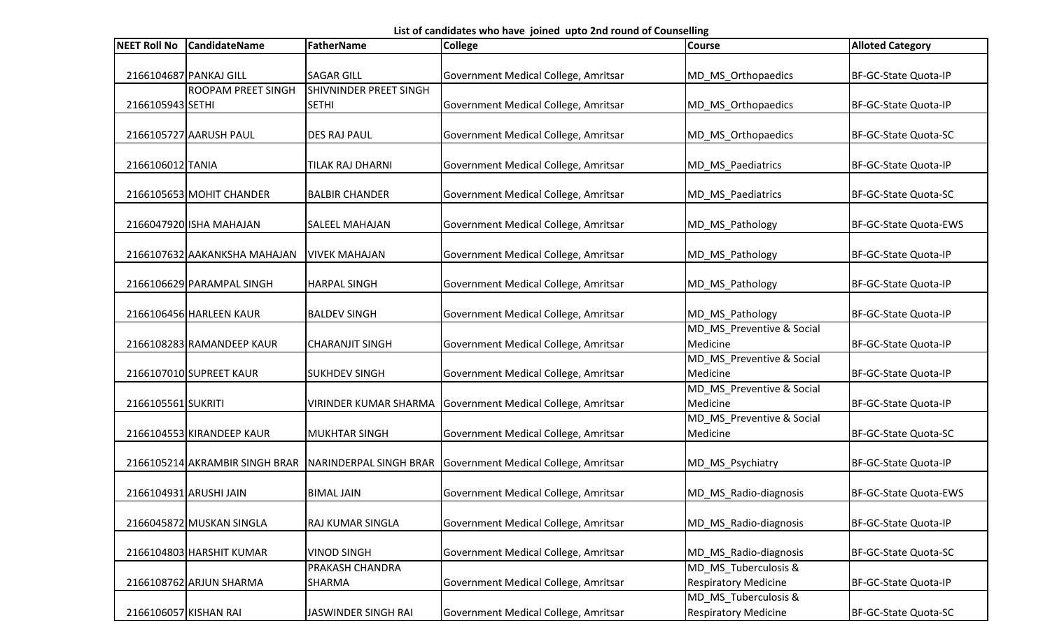**List of candidates who have joined upto 2nd round of Counselling**

| NEET Roll No | CandidateName | FatherName | College | Course | Alloted Category |
|---|---|---|---|---|---|
| 2166104687 | PANKAJ GILL | SAGAR GILL | Government Medical College, Amritsar | MD_MS_Orthopaedics | BF-GC-State Quota-IP |
| 2166105943 | ROOPAM PREET SINGH SETHI | SHIVNINDER PREET SINGH SETHI | Government Medical College, Amritsar | MD_MS_Orthopaedics | BF-GC-State Quota-IP |
| 2166105727 | AARUSH PAUL | DES RAJ PAUL | Government Medical College, Amritsar | MD_MS_Orthopaedics | BF-GC-State Quota-SC |
| 2166106012 | TANIA | TILAK RAJ DHARNI | Government Medical College, Amritsar | MD_MS_Paediatrics | BF-GC-State Quota-IP |
| 2166105653 | MOHIT CHANDER | BALBIR CHANDER | Government Medical College, Amritsar | MD_MS_Paediatrics | BF-GC-State Quota-SC |
| 2166047920 | ISHA MAHAJAN | SALEEL MAHAJAN | Government Medical College, Amritsar | MD_MS_Pathology | BF-GC-State Quota-EWS |
| 2166107632 | AAKANKSHA MAHAJAN | VIVEK MAHAJAN | Government Medical College, Amritsar | MD_MS_Pathology | BF-GC-State Quota-IP |
| 2166106629 | PARAMPAL SINGH | HARPAL SINGH | Government Medical College, Amritsar | MD_MS_Pathology | BF-GC-State Quota-IP |
| 2166106456 | HARLEEN KAUR | BALDEV SINGH | Government Medical College, Amritsar | MD_MS_Pathology | BF-GC-State Quota-IP |
| 2166108283 | RAMANDEEP KAUR | CHARANJIT SINGH | Government Medical College, Amritsar | MD_MS_Preventive & Social Medicine | BF-GC-State Quota-IP |
| 2166107010 | SUPREET KAUR | SUKHDEV SINGH | Government Medical College, Amritsar | MD_MS_Preventive & Social Medicine | BF-GC-State Quota-IP |
| 2166105561 | SUKRITI | VIRINDER KUMAR SHARMA | Government Medical College, Amritsar | MD_MS_Preventive & Social Medicine | BF-GC-State Quota-IP |
| 2166104553 | KIRANDEEP KAUR | MUKHTAR SINGH | Government Medical College, Amritsar | MD_MS_Preventive & Social Medicine | BF-GC-State Quota-SC |
| 2166105214 | AKRAMBIR SINGH BRAR | NARINDERPAL SINGH BRAR | Government Medical College, Amritsar | MD_MS_Psychiatry | BF-GC-State Quota-IP |
| 2166104931 | ARUSHI JAIN | BIMAL JAIN | Government Medical College, Amritsar | MD_MS_Radio-diagnosis | BF-GC-State Quota-EWS |
| 2166045872 | MUSKAN SINGLA | RAJ KUMAR SINGLA | Government Medical College, Amritsar | MD_MS_Radio-diagnosis | BF-GC-State Quota-IP |
| 2166104803 | HARSHIT KUMAR | VINOD SINGH | Government Medical College, Amritsar | MD_MS_Radio-diagnosis | BF-GC-State Quota-SC |
| 2166108762 | ARJUN SHARMA | PRAKASH CHANDRA SHARMA | Government Medical College, Amritsar | MD_MS_Tuberculosis & Respiratory Medicine | BF-GC-State Quota-IP |
| 2166106057 | KISHAN RAI | JASWINDER SINGH RAI | Government Medical College, Amritsar | MD_MS_Tuberculosis & Respiratory Medicine | BF-GC-State Quota-SC |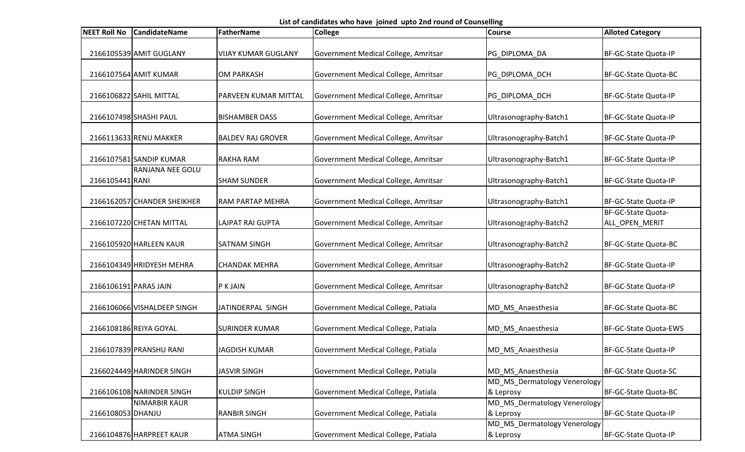**List of candidates who have joined upto 2nd round of Counselling**

| NEET Roll No | CandidateName | FatherName | College | Course | Alloted Category |
|---|---|---|---|---|---|
| 2166105539 | AMIT GUGLANY | VIJAY KUMAR GUGLANY | Government Medical College, Amritsar | PG_DIPLOMA_DA | BF-GC-State Quota-IP |
| 2166107564 | AMIT KUMAR | OM PARKASH | Government Medical College, Amritsar | PG_DIPLOMA_DCH | BF-GC-State Quota-BC |
| 2166106822 | SAHIL MITTAL | PARVEEN KUMAR MITTAL | Government Medical College, Amritsar | PG_DIPLOMA_DCH | BF-GC-State Quota-IP |
| 2166107498 | SHASHI PAUL | BISHAMBER DASS | Government Medical College, Amritsar | Ultrasonography-Batch1 | BF-GC-State Quota-IP |
| 2166113633 | RENU MAKKER | BALDEV RAJ GROVER | Government Medical College, Amritsar | Ultrasonography-Batch1 | BF-GC-State Quota-IP |
| 2166107581 | SANDIP KUMAR | RAKHA RAM | Government Medical College, Amritsar | Ultrasonography-Batch1 | BF-GC-State Quota-IP |
| 2166105441 | RANJANA NEE GOLU RANI | SHAM SUNDER | Government Medical College, Amritsar | Ultrasonography-Batch1 | BF-GC-State Quota-IP |
| 2166162057 | CHANDER SHEIKHER | RAM PARTAP MEHRA | Government Medical College, Amritsar | Ultrasonography-Batch1 | BF-GC-State Quota-IP |
| 2166107220 | CHETAN MITTAL | LAJPAT RAI GUPTA | Government Medical College, Amritsar | Ultrasonography-Batch2 | BF-GC-State Quota-ALL_OPEN_MERIT |
| 2166105920 | HARLEEN KAUR | SATNAM SINGH | Government Medical College, Amritsar | Ultrasonography-Batch2 | BF-GC-State Quota-BC |
| 2166104349 | HRIDYESH MEHRA | CHANDAK MEHRA | Government Medical College, Amritsar | Ultrasonography-Batch2 | BF-GC-State Quota-IP |
| 2166106191 | PARAS JAIN | P K JAIN | Government Medical College, Amritsar | Ultrasonography-Batch2 | BF-GC-State Quota-IP |
| 2166106066 | VISHALDEEP SINGH | JATINDERPAL SINGH | Government Medical College, Patiala | MD_MS_Anaesthesia | BF-GC-State Quota-BC |
| 2166108186 | REIYA GOYAL | SURINDER KUMAR | Government Medical College, Patiala | MD_MS_Anaesthesia | BF-GC-State Quota-EWS |
| 2166107839 | PRANSHU RANI | JAGDISH KUMAR | Government Medical College, Patiala | MD_MS_Anaesthesia | BF-GC-State Quota-IP |
| 2166024449 | HARINDER SINGH | JASVIR SINGH | Government Medical College, Patiala | MD_MS_Anaesthesia | BF-GC-State Quota-SC |
| 2166106108 | NARINDER SINGH | KULDIP SINGH | Government Medical College, Patiala | MD_MS_Dermatology Venerology & Leprosy | BF-GC-State Quota-BC |
| 2166108053 | NIMARBIR KAUR DHANJU | RANBIR SINGH | Government Medical College, Patiala | MD_MS_Dermatology Venerology & Leprosy | BF-GC-State Quota-IP |
| 2166104876 | HARPREET KAUR | ATMA SINGH | Government Medical College, Patiala | MD_MS_Dermatology Venerology & Leprosy | BF-GC-State Quota-IP |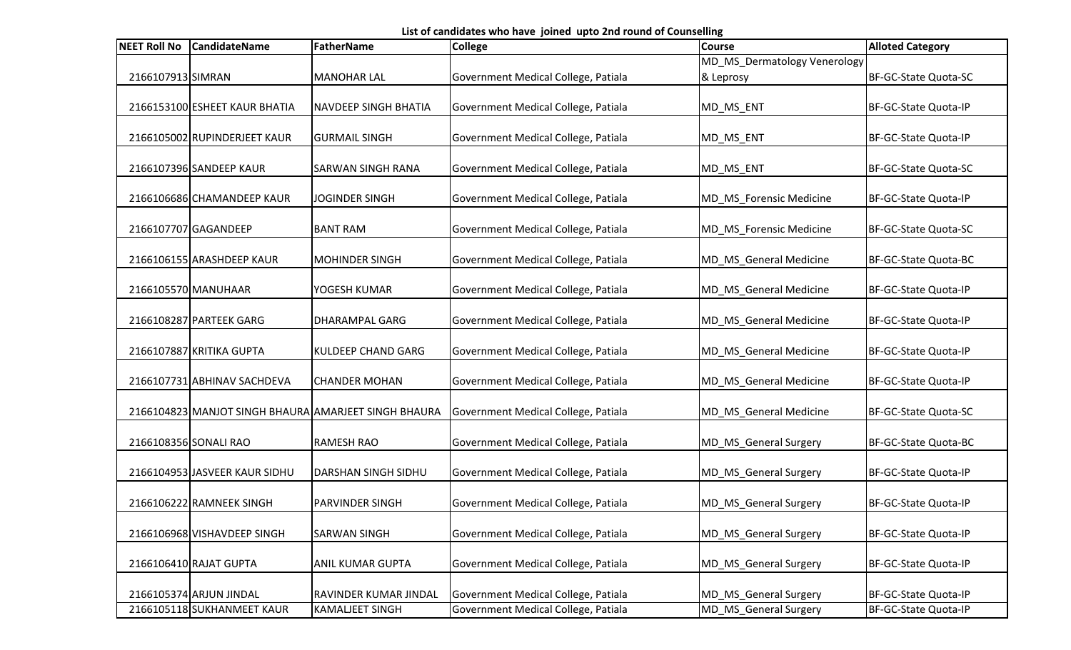List of candidates who have joined upto 2nd round of Counselling

| NEET Roll No | CandidateName | FatherName | College | Course | Alloted Category |
|---|---|---|---|---|---|
| 2166107913 | SIMRAN | MANOHAR LAL | Government Medical College, Patiala | MD_MS_Dermatology Venerology & Leprosy | BF-GC-State Quota-SC |
| 2166153100 | ESHEET KAUR BHATIA | NAVDEEP SINGH BHATIA | Government Medical College, Patiala | MD_MS_ENT | BF-GC-State Quota-IP |
| 2166105002 | RUPINDERJEET KAUR | GURMAIL SINGH | Government Medical College, Patiala | MD_MS_ENT | BF-GC-State Quota-IP |
| 2166107396 | SANDEEP KAUR | SARWAN SINGH RANA | Government Medical College, Patiala | MD_MS_ENT | BF-GC-State Quota-SC |
| 2166106686 | CHAMANDEEP KAUR | JOGINDER SINGH | Government Medical College, Patiala | MD_MS_Forensic Medicine | BF-GC-State Quota-IP |
| 2166107707 | GAGANDEEP | BANT RAM | Government Medical College, Patiala | MD_MS_Forensic Medicine | BF-GC-State Quota-SC |
| 2166106155 | ARASHDEEP KAUR | MOHINDER SINGH | Government Medical College, Patiala | MD_MS_General Medicine | BF-GC-State Quota-BC |
| 2166105570 | MANUHAAR | YOGESH KUMAR | Government Medical College, Patiala | MD_MS_General Medicine | BF-GC-State Quota-IP |
| 2166108287 | PARTEEK GARG | DHARAMPAL GARG | Government Medical College, Patiala | MD_MS_General Medicine | BF-GC-State Quota-IP |
| 2166107887 | KRITIKA GUPTA | KULDEEP CHAND GARG | Government Medical College, Patiala | MD_MS_General Medicine | BF-GC-State Quota-IP |
| 2166107731 | ABHINAV SACHDEVA | CHANDER MOHAN | Government Medical College, Patiala | MD_MS_General Medicine | BF-GC-State Quota-IP |
| 2166104823 | MANJOT SINGH BHAURA | AMARJEET SINGH BHAURA | Government Medical College, Patiala | MD_MS_General Medicine | BF-GC-State Quota-SC |
| 2166108356 | SONALI RAO | RAMESH RAO | Government Medical College, Patiala | MD_MS_General Surgery | BF-GC-State Quota-BC |
| 2166104953 | JASVEER KAUR SIDHU | DARSHAN SINGH SIDHU | Government Medical College, Patiala | MD_MS_General Surgery | BF-GC-State Quota-IP |
| 2166106222 | RAMNEEK SINGH | PARVINDER SINGH | Government Medical College, Patiala | MD_MS_General Surgery | BF-GC-State Quota-IP |
| 2166106968 | VISHAVDEEP SINGH | SARWAN SINGH | Government Medical College, Patiala | MD_MS_General Surgery | BF-GC-State Quota-IP |
| 2166106410 | RAJAT GUPTA | ANIL KUMAR GUPTA | Government Medical College, Patiala | MD_MS_General Surgery | BF-GC-State Quota-IP |
| 2166105374 | ARJUN JINDAL | RAVINDER KUMAR JINDAL | Government Medical College, Patiala | MD_MS_General Surgery | BF-GC-State Quota-IP |
| 2166105118 | SUKHANMEET KAUR | KAMALJEET SINGH | Government Medical College, Patiala | MD_MS_General Surgery | BF-GC-State Quota-IP |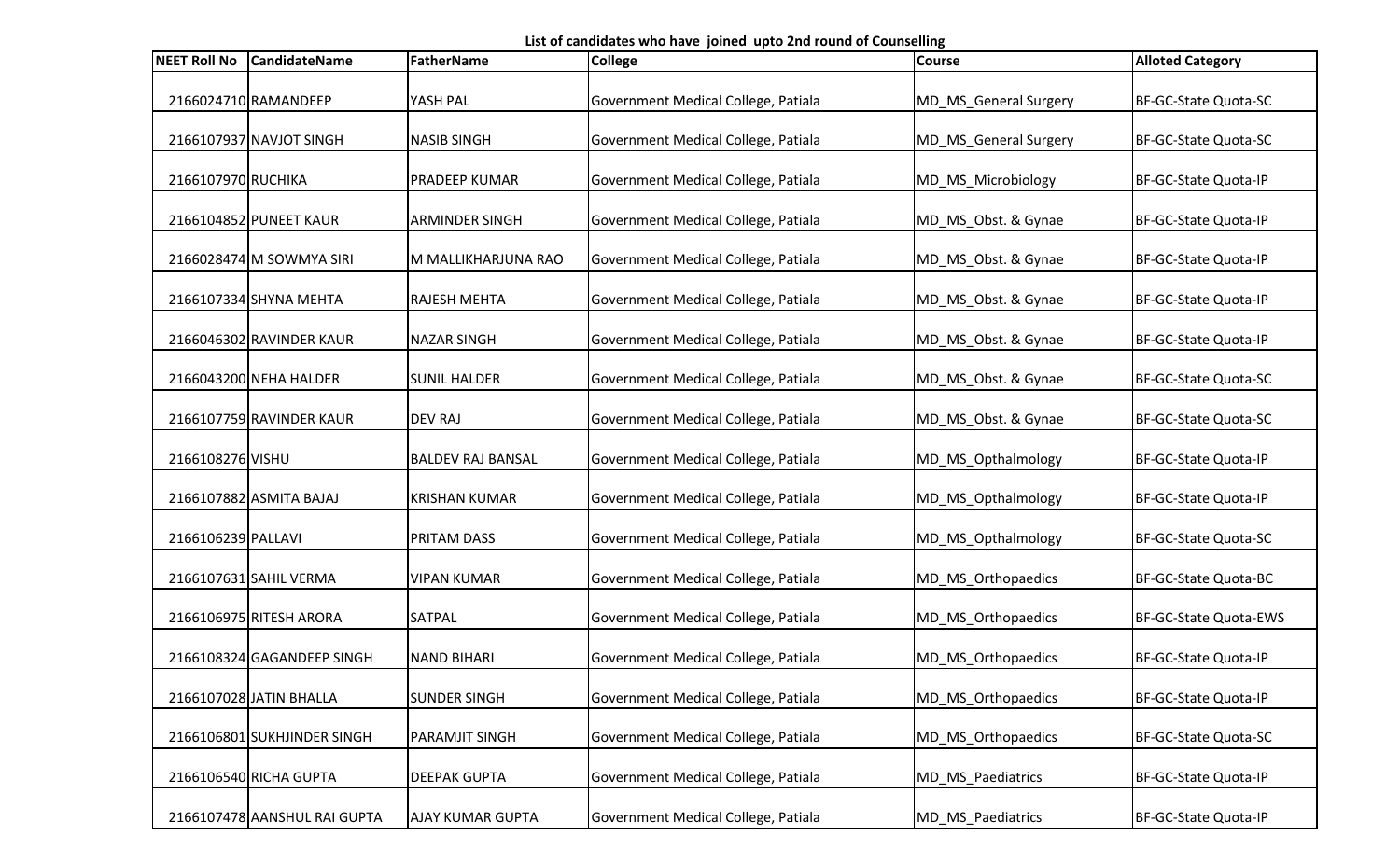**List of candidates who have joined upto 2nd round of Counselling**

| NEET Roll No | CandidateName | FatherName | College | Course | Alloted Category |
|---|---|---|---|---|---|
| 2166024710 | RAMANDEEP | YASH PAL | Government Medical College, Patiala | MD_MS_General Surgery | BF-GC-State Quota-SC |
| 2166107937 | NAVJOT SINGH | NASIB SINGH | Government Medical College, Patiala | MD_MS_General Surgery | BF-GC-State Quota-SC |
| 2166107970 | RUCHIKA | PRADEEP KUMAR | Government Medical College, Patiala | MD_MS_Microbiology | BF-GC-State Quota-IP |
| 2166104852 | PUNEET KAUR | ARMINDER SINGH | Government Medical College, Patiala | MD_MS_Obst. & Gynae | BF-GC-State Quota-IP |
| 2166028474 | M SOWMYA SIRI | M MALLIKHARJUNA RAO | Government Medical College, Patiala | MD_MS_Obst. & Gynae | BF-GC-State Quota-IP |
| 2166107334 | SHYNA MEHTA | RAJESH MEHTA | Government Medical College, Patiala | MD_MS_Obst. & Gynae | BF-GC-State Quota-IP |
| 2166046302 | RAVINDER KAUR | NAZAR SINGH | Government Medical College, Patiala | MD_MS_Obst. & Gynae | BF-GC-State Quota-IP |
| 2166043200 | NEHA HALDER | SUNIL HALDER | Government Medical College, Patiala | MD_MS_Obst. & Gynae | BF-GC-State Quota-SC |
| 2166107759 | RAVINDER KAUR | DEV RAJ | Government Medical College, Patiala | MD_MS_Obst. & Gynae | BF-GC-State Quota-SC |
| 2166108276 | VISHU | BALDEV RAJ BANSAL | Government Medical College, Patiala | MD_MS_Opthalmology | BF-GC-State Quota-IP |
| 2166107882 | ASMITA BAJAJ | KRISHAN KUMAR | Government Medical College, Patiala | MD_MS_Opthalmology | BF-GC-State Quota-IP |
| 2166106239 | PALLAVI | PRITAM DASS | Government Medical College, Patiala | MD_MS_Opthalmology | BF-GC-State Quota-SC |
| 2166107631 | SAHIL VERMA | VIPAN KUMAR | Government Medical College, Patiala | MD_MS_Orthopaedics | BF-GC-State Quota-BC |
| 2166106975 | RITESH ARORA | SATPAL | Government Medical College, Patiala | MD_MS_Orthopaedics | BF-GC-State Quota-EWS |
| 2166108324 | GAGANDEEP SINGH | NAND BIHARI | Government Medical College, Patiala | MD_MS_Orthopaedics | BF-GC-State Quota-IP |
| 2166107028 | JATIN BHALLA | SUNDER SINGH | Government Medical College, Patiala | MD_MS_Orthopaedics | BF-GC-State Quota-IP |
| 2166106801 | SUKHJINDER SINGH | PARAMJIT SINGH | Government Medical College, Patiala | MD_MS_Orthopaedics | BF-GC-State Quota-SC |
| 2166106540 | RICHA GUPTA | DEEPAK GUPTA | Government Medical College, Patiala | MD_MS_Paediatrics | BF-GC-State Quota-IP |
| 2166107478 | AANSHUL RAI GUPTA | AJAY KUMAR GUPTA | Government Medical College, Patiala | MD_MS_Paediatrics | BF-GC-State Quota-IP |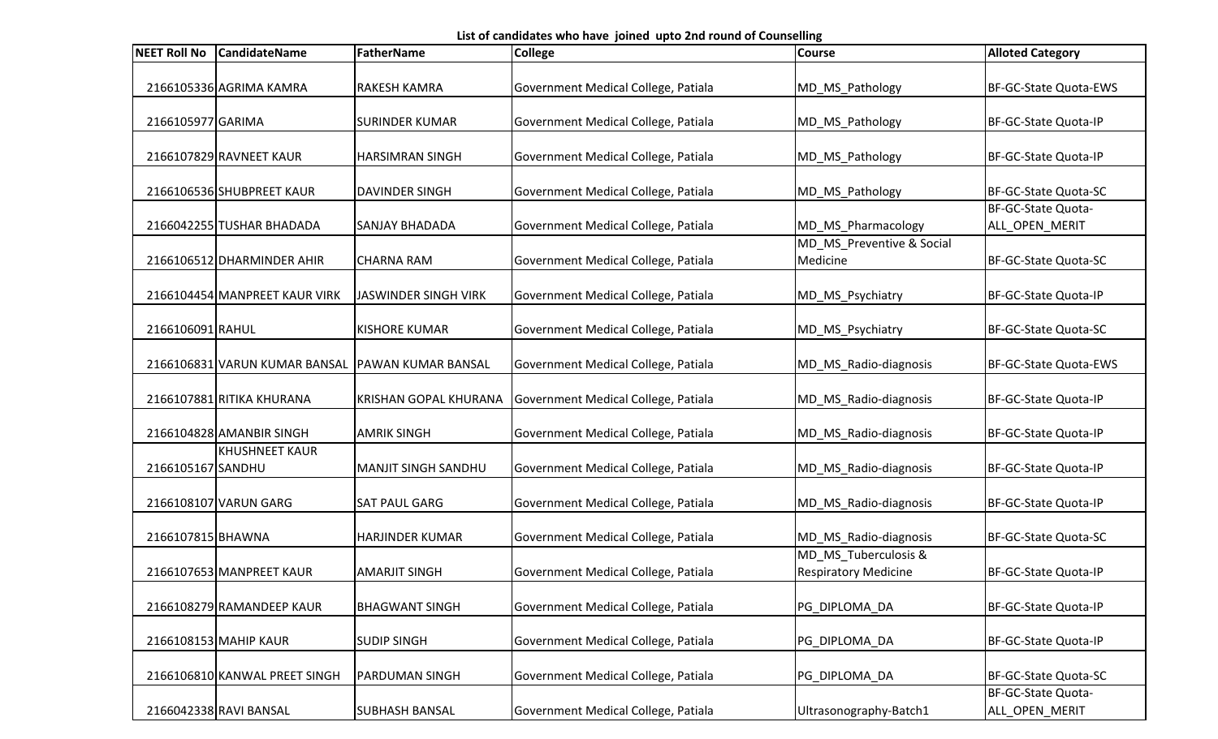**List of candidates who have joined upto 2nd round of Counselling**

| NEET Roll No | CandidateName | FatherName | College | Course | Alloted Category |
|---|---|---|---|---|---|
| 2166105336 | AGRIMA KAMRA | RAKESH KAMRA | Government Medical College, Patiala | MD_MS_Pathology | BF-GC-State Quota-EWS |
| 2166105977 | GARIMA | SURINDER KUMAR | Government Medical College, Patiala | MD_MS_Pathology | BF-GC-State Quota-IP |
| 2166107829 | RAVNEET KAUR | HARSIMRAN SINGH | Government Medical College, Patiala | MD_MS_Pathology | BF-GC-State Quota-IP |
| 2166106536 | SHUBPREET KAUR | DAVINDER SINGH | Government Medical College, Patiala | MD_MS_Pathology | BF-GC-State Quota-SC |
| 2166042255 | TUSHAR BHADADA | SANJAY BHADADA | Government Medical College, Patiala | MD_MS_Pharmacology | BF-GC-State Quota-ALL_OPEN_MERIT |
| 2166106512 | DHARMINDER AHIR | CHARNA RAM | Government Medical College, Patiala | MD_MS_Preventive & Social Medicine | BF-GC-State Quota-SC |
| 2166104454 | MANPREET KAUR VIRK | JASWINDER SINGH VIRK | Government Medical College, Patiala | MD_MS_Psychiatry | BF-GC-State Quota-IP |
| 2166106091 | RAHUL | KISHORE KUMAR | Government Medical College, Patiala | MD_MS_Psychiatry | BF-GC-State Quota-SC |
| 2166106831 | VARUN KUMAR BANSAL | PAWAN KUMAR BANSAL | Government Medical College, Patiala | MD_MS_Radio-diagnosis | BF-GC-State Quota-EWS |
| 2166107881 | RITIKA KHURANA | KRISHAN GOPAL KHURANA | Government Medical College, Patiala | MD_MS_Radio-diagnosis | BF-GC-State Quota-IP |
| 2166104828 | AMANBIR SINGH | AMRIK SINGH | Government Medical College, Patiala | MD_MS_Radio-diagnosis | BF-GC-State Quota-IP |
| 2166105167 | KHUSHNEET KAUR SANDHU | MANJIT SINGH SANDHU | Government Medical College, Patiala | MD_MS_Radio-diagnosis | BF-GC-State Quota-IP |
| 2166108107 | VARUN GARG | SAT PAUL GARG | Government Medical College, Patiala | MD_MS_Radio-diagnosis | BF-GC-State Quota-IP |
| 2166107815 | BHAWNA | HARJINDER KUMAR | Government Medical College, Patiala | MD_MS_Radio-diagnosis | BF-GC-State Quota-SC |
| 2166107653 | MANPREET KAUR | AMARJIT SINGH | Government Medical College, Patiala | MD_MS_Tuberculosis & Respiratory Medicine | BF-GC-State Quota-IP |
| 2166108279 | RAMANDEEP KAUR | BHAGWANT SINGH | Government Medical College, Patiala | PG_DIPLOMA_DA | BF-GC-State Quota-IP |
| 2166108153 | MAHIP KAUR | SUDIP SINGH | Government Medical College, Patiala | PG_DIPLOMA_DA | BF-GC-State Quota-IP |
| 2166106810 | KANWAL PREET SINGH | PARDUMAN SINGH | Government Medical College, Patiala | PG_DIPLOMA_DA | BF-GC-State Quota-SC |
| 2166042338 | RAVI BANSAL | SUBHASH BANSAL | Government Medical College, Patiala | Ultrasonography-Batch1 | BF-GC-State Quota-ALL_OPEN_MERIT |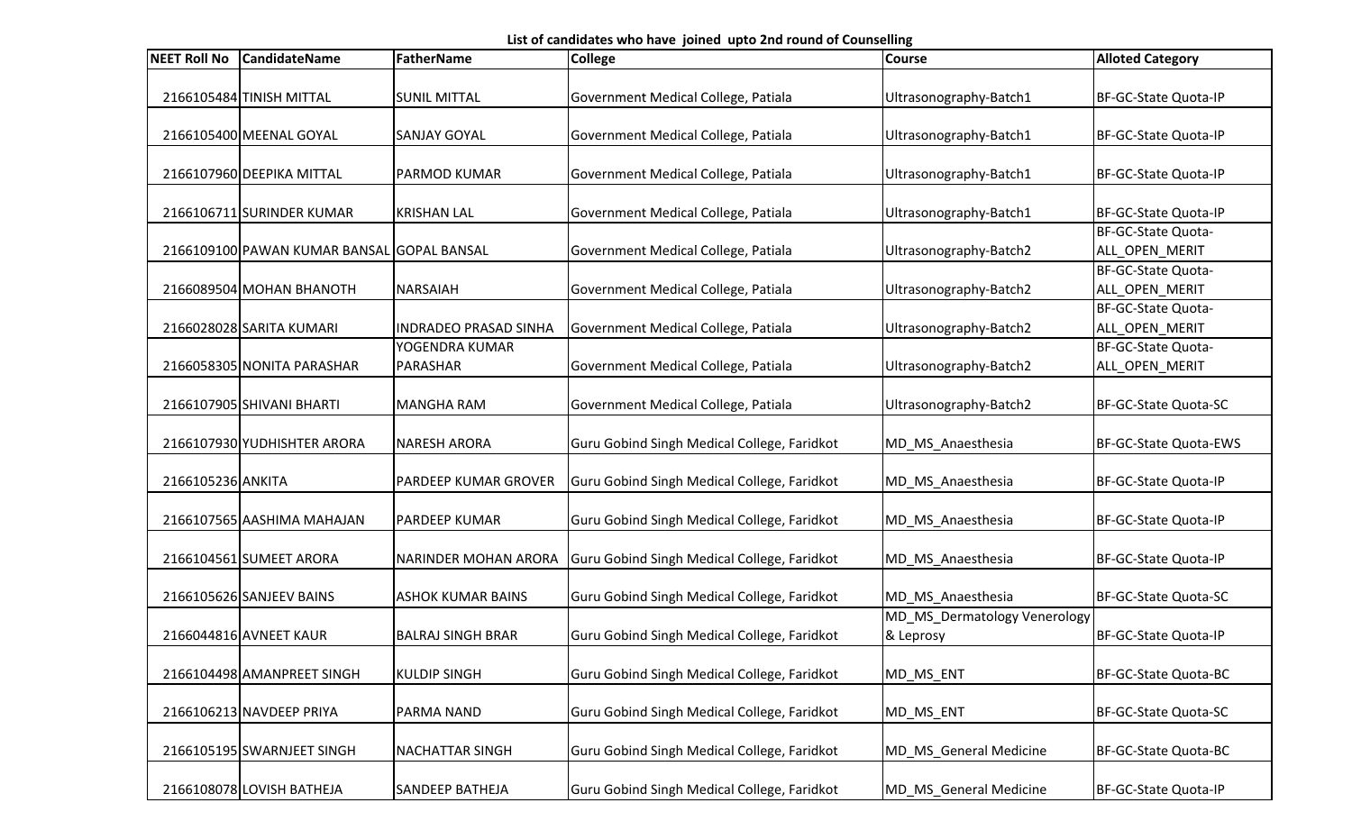**List of candidates who have joined upto 2nd round of Counselling**

| NEET Roll No | CandidateName | FatherName | College | Course | Alloted Category |
|---|---|---|---|---|---|
| 2166105484 | TINISH MITTAL | SUNIL MITTAL | Government Medical College, Patiala | Ultrasonography-Batch1 | BF-GC-State Quota-IP |
| 2166105400 | MEENAL GOYAL | SANJAY GOYAL | Government Medical College, Patiala | Ultrasonography-Batch1 | BF-GC-State Quota-IP |
| 2166107960 | DEEPIKA MITTAL | PARMOD KUMAR | Government Medical College, Patiala | Ultrasonography-Batch1 | BF-GC-State Quota-IP |
| 2166106711 | SURINDER KUMAR | KRISHAN LAL | Government Medical College, Patiala | Ultrasonography-Batch1 | BF-GC-State Quota-IP |
| 2166109100 | PAWAN KUMAR BANSAL | GOPAL BANSAL | Government Medical College, Patiala | Ultrasonography-Batch2 | BF-GC-State Quota-ALL_OPEN_MERIT |
| 2166089504 | MOHAN BHANOTH | NARSAIAH | Government Medical College, Patiala | Ultrasonography-Batch2 | BF-GC-State Quota-ALL_OPEN_MERIT |
| 2166028028 | SARITA KUMARI | INDRADEO PRASAD SINHA | Government Medical College, Patiala | Ultrasonography-Batch2 | BF-GC-State Quota-ALL_OPEN_MERIT |
| 2166058305 | NONITA PARASHAR | YOGENDRA KUMAR PARASHAR | Government Medical College, Patiala | Ultrasonography-Batch2 | BF-GC-State Quota-ALL_OPEN_MERIT |
| 2166107905 | SHIVANI BHARTI | MANGHA RAM | Government Medical College, Patiala | Ultrasonography-Batch2 | BF-GC-State Quota-SC |
| 2166107930 | YUDHISHTER ARORA | NARESH ARORA | Guru Gobind Singh Medical College, Faridkot | MD_MS_Anaesthesia | BF-GC-State Quota-EWS |
| 2166105236 | ANKITA | PARDEEP KUMAR GROVER | Guru Gobind Singh Medical College, Faridkot | MD_MS_Anaesthesia | BF-GC-State Quota-IP |
| 2166107565 | AASHIMA MAHAJAN | PARDEEP KUMAR | Guru Gobind Singh Medical College, Faridkot | MD_MS_Anaesthesia | BF-GC-State Quota-IP |
| 2166104561 | SUMEET ARORA | NARINDER MOHAN ARORA | Guru Gobind Singh Medical College, Faridkot | MD_MS_Anaesthesia | BF-GC-State Quota-IP |
| 2166105626 | SANJEEV BAINS | ASHOK KUMAR BAINS | Guru Gobind Singh Medical College, Faridkot | MD_MS_Anaesthesia | BF-GC-State Quota-SC |
| 2166044816 | AVNEET KAUR | BALRAJ SINGH BRAR | Guru Gobind Singh Medical College, Faridkot | MD_MS_Dermatology Venerology & Leprosy | BF-GC-State Quota-IP |
| 2166104498 | AMANPREET SINGH | KULDIP SINGH | Guru Gobind Singh Medical College, Faridkot | MD_MS_ENT | BF-GC-State Quota-BC |
| 2166106213 | NAVDEEP PRIYA | PARMA NAND | Guru Gobind Singh Medical College, Faridkot | MD_MS_ENT | BF-GC-State Quota-SC |
| 2166105195 | SWARNJEET SINGH | NACHATTAR SINGH | Guru Gobind Singh Medical College, Faridkot | MD_MS_General Medicine | BF-GC-State Quota-BC |
| 2166108078 | LOVISH BATHEJA | SANDEEP BATHEJA | Guru Gobind Singh Medical College, Faridkot | MD_MS_General Medicine | BF-GC-State Quota-IP |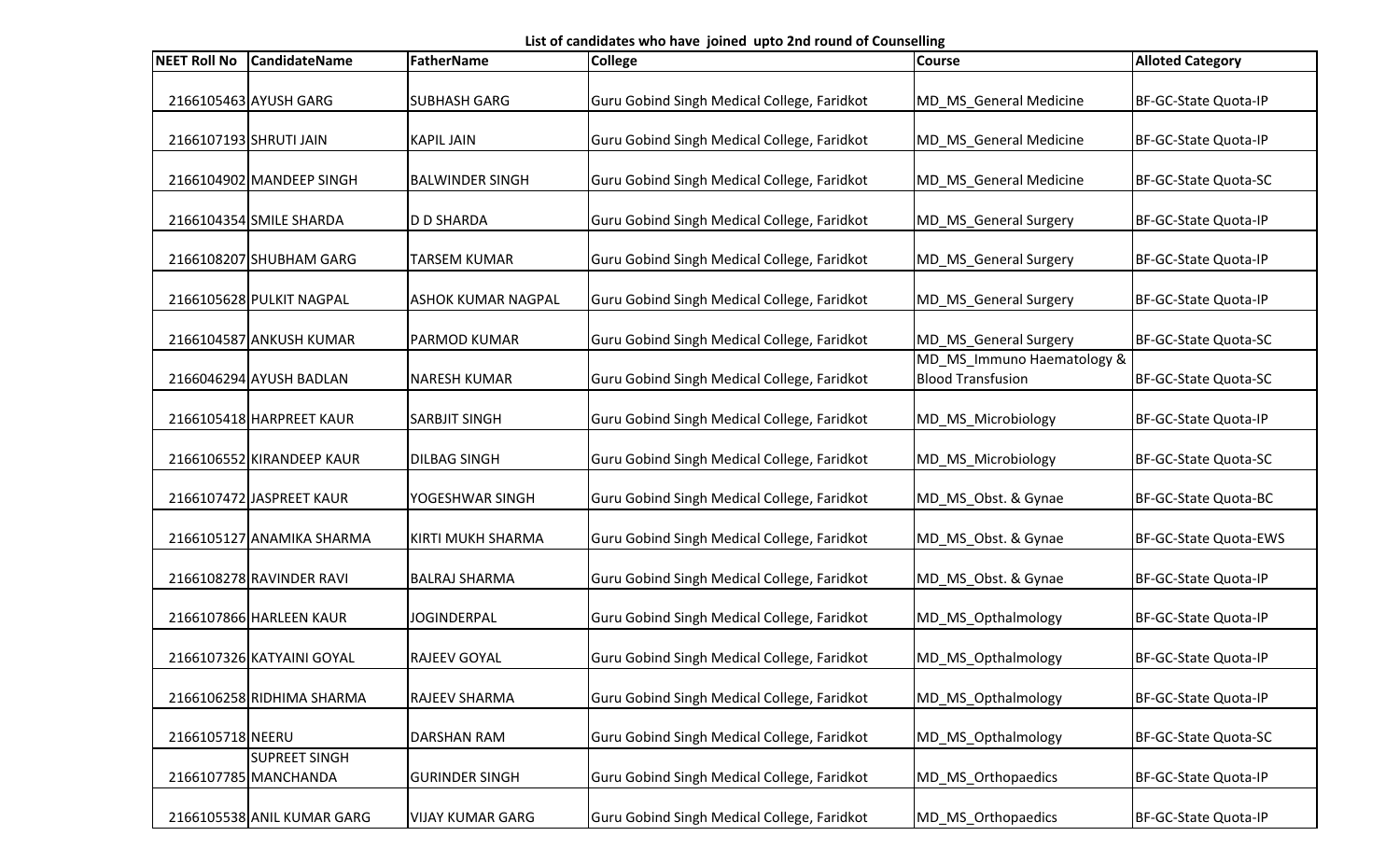**List of candidates who have joined upto 2nd round of Counselling**

| NEET Roll No | CandidateName | FatherName | College | Course | Alloted Category |
|---|---|---|---|---|---|
| 2166105463 | AYUSH GARG | SUBHASH GARG | Guru Gobind Singh Medical College, Faridkot | MD_MS_General Medicine | BF-GC-State Quota-IP |
| 2166107193 | SHRUTI JAIN | KAPIL JAIN | Guru Gobind Singh Medical College, Faridkot | MD_MS_General Medicine | BF-GC-State Quota-IP |
| 2166104902 | MANDEEP SINGH | BALWINDER SINGH | Guru Gobind Singh Medical College, Faridkot | MD_MS_General Medicine | BF-GC-State Quota-SC |
| 2166104354 | SMILE SHARDA | D D SHARDA | Guru Gobind Singh Medical College, Faridkot | MD_MS_General Surgery | BF-GC-State Quota-IP |
| 2166108207 | SHUBHAM GARG | TARSEM KUMAR | Guru Gobind Singh Medical College, Faridkot | MD_MS_General Surgery | BF-GC-State Quota-IP |
| 2166105628 | PULKIT NAGPAL | ASHOK KUMAR NAGPAL | Guru Gobind Singh Medical College, Faridkot | MD_MS_General Surgery | BF-GC-State Quota-IP |
| 2166104587 | ANKUSH KUMAR | PARMOD KUMAR | Guru Gobind Singh Medical College, Faridkot | MD_MS_General Surgery | BF-GC-State Quota-SC |
| 2166046294 | AYUSH BADLAN | NARESH KUMAR | Guru Gobind Singh Medical College, Faridkot | MD_MS_Immuno Haematology & Blood Transfusion | BF-GC-State Quota-SC |
| 2166105418 | HARPREET KAUR | SARBJIT SINGH | Guru Gobind Singh Medical College, Faridkot | MD_MS_Microbiology | BF-GC-State Quota-IP |
| 2166106552 | KIRANDEEP KAUR | DILBAG SINGH | Guru Gobind Singh Medical College, Faridkot | MD_MS_Microbiology | BF-GC-State Quota-SC |
| 2166107472 | JASPREET KAUR | YOGESHWAR SINGH | Guru Gobind Singh Medical College, Faridkot | MD_MS_Obst. & Gynae | BF-GC-State Quota-BC |
| 2166105127 | ANAMIKA SHARMA | KIRTI MUKH SHARMA | Guru Gobind Singh Medical College, Faridkot | MD_MS_Obst. & Gynae | BF-GC-State Quota-EWS |
| 2166108278 | RAVINDER RAVI | BALRAJ SHARMA | Guru Gobind Singh Medical College, Faridkot | MD_MS_Obst. & Gynae | BF-GC-State Quota-IP |
| 2166107866 | HARLEEN KAUR | JOGINDERPAL | Guru Gobind Singh Medical College, Faridkot | MD_MS_Opthalmology | BF-GC-State Quota-IP |
| 2166107326 | KATYAINI GOYAL | RAJEEV GOYAL | Guru Gobind Singh Medical College, Faridkot | MD_MS_Opthalmology | BF-GC-State Quota-IP |
| 2166106258 | RIDHIMA SHARMA | RAJEEV SHARMA | Guru Gobind Singh Medical College, Faridkot | MD_MS_Opthalmology | BF-GC-State Quota-IP |
| 2166105718 | NEERU | DARSHAN RAM | Guru Gobind Singh Medical College, Faridkot | MD_MS_Opthalmology | BF-GC-State Quota-SC |
| 2166107785 | SUPREET SINGH MANCHANDA | GURINDER SINGH | Guru Gobind Singh Medical College, Faridkot | MD_MS_Orthopaedics | BF-GC-State Quota-IP |
| 2166105538 | ANIL KUMAR GARG | VIJAY KUMAR GARG | Guru Gobind Singh Medical College, Faridkot | MD_MS_Orthopaedics | BF-GC-State Quota-IP |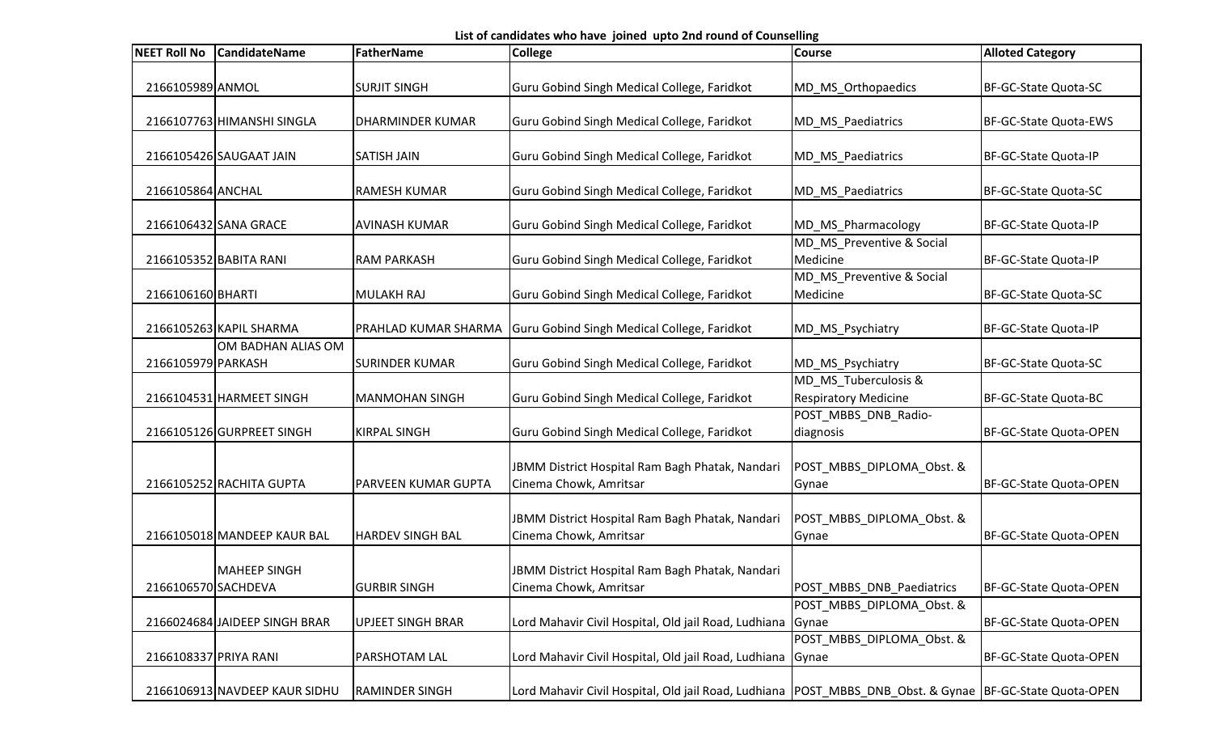**List of candidates who have joined upto 2nd round of Counselling**

| NEET Roll No | CandidateName | FatherName | College | Course | Alloted Category |
|---|---|---|---|---|---|
| 2166105989 | ANMOL | SURJIT SINGH | Guru Gobind Singh Medical College, Faridkot | MD_MS_Orthopaedics | BF-GC-State Quota-SC |
| 2166107763 | HIMANSHI SINGLA | DHARMINDER KUMAR | Guru Gobind Singh Medical College, Faridkot | MD_MS_Paediatrics | BF-GC-State Quota-EWS |
| 2166105426 | SAUGAAT JAIN | SATISH JAIN | Guru Gobind Singh Medical College, Faridkot | MD_MS_Paediatrics | BF-GC-State Quota-IP |
| 2166105864 | ANCHAL | RAMESH KUMAR | Guru Gobind Singh Medical College, Faridkot | MD_MS_Paediatrics | BF-GC-State Quota-SC |
| 2166106432 | SANA GRACE | AVINASH KUMAR | Guru Gobind Singh Medical College, Faridkot | MD_MS_Pharmacology | BF-GC-State Quota-IP |
| 2166105352 | BABITA RANI | RAM PARKASH | Guru Gobind Singh Medical College, Faridkot | MD_MS_Preventive & Social Medicine | BF-GC-State Quota-IP |
| 2166106160 | BHARTI | MULAKH RAJ | Guru Gobind Singh Medical College, Faridkot | MD_MS_Preventive & Social Medicine | BF-GC-State Quota-SC |
| 2166105263 | KAPIL SHARMA | PRAHLAD KUMAR SHARMA | Guru Gobind Singh Medical College, Faridkot | MD_MS_Psychiatry | BF-GC-State Quota-IP |
| 2166105979 | OM BADHAN ALIAS OM PARKASH | SURINDER KUMAR | Guru Gobind Singh Medical College, Faridkot | MD_MS_Psychiatry | BF-GC-State Quota-SC |
| 2166104531 | HARMEET SINGH | MANMOHAN SINGH | Guru Gobind Singh Medical College, Faridkot | MD_MS_Tuberculosis & Respiratory Medicine | BF-GC-State Quota-BC |
| 2166105126 | GURPREET SINGH | KIRPAL SINGH | Guru Gobind Singh Medical College, Faridkot | POST_MBBS_DNB_Radio-diagnosis | BF-GC-State Quota-OPEN |
| 2166105252 | RACHITA GUPTA | PARVEEN KUMAR GUPTA | JBMM District Hospital Ram Bagh Phatak, Nandari Cinema Chowk, Amritsar | POST_MBBS_DIPLOMA_Obst. & Gynae | BF-GC-State Quota-OPEN |
| 2166105018 | MANDEEP KAUR BAL | HARDEV SINGH BAL | JBMM District Hospital Ram Bagh Phatak, Nandari Cinema Chowk, Amritsar | POST_MBBS_DIPLOMA_Obst. & Gynae | BF-GC-State Quota-OPEN |
| 2166106570 | MAHEEP SINGH SACHDEVA | GURBIR SINGH | JBMM District Hospital Ram Bagh Phatak, Nandari Cinema Chowk, Amritsar | POST_MBBS_DNB_Paediatrics | BF-GC-State Quota-OPEN |
| 2166024684 | JAIDEEP SINGH BRAR | UPJEET SINGH BRAR | Lord Mahavir Civil Hospital, Old jail Road, Ludhiana | POST_MBBS_DIPLOMA_Obst. & Gynae | BF-GC-State Quota-OPEN |
| 2166108337 | PRIYA RANI | PARSHOTAM LAL | Lord Mahavir Civil Hospital, Old jail Road, Ludhiana | POST_MBBS_DIPLOMA_Obst. & Gynae | BF-GC-State Quota-OPEN |
| 2166106913 | NAVDEEP KAUR SIDHU | RAMINDER SINGH | Lord Mahavir Civil Hospital, Old jail Road, Ludhiana | POST_MBBS_DNB_Obst. & Gynae | BF-GC-State Quota-OPEN |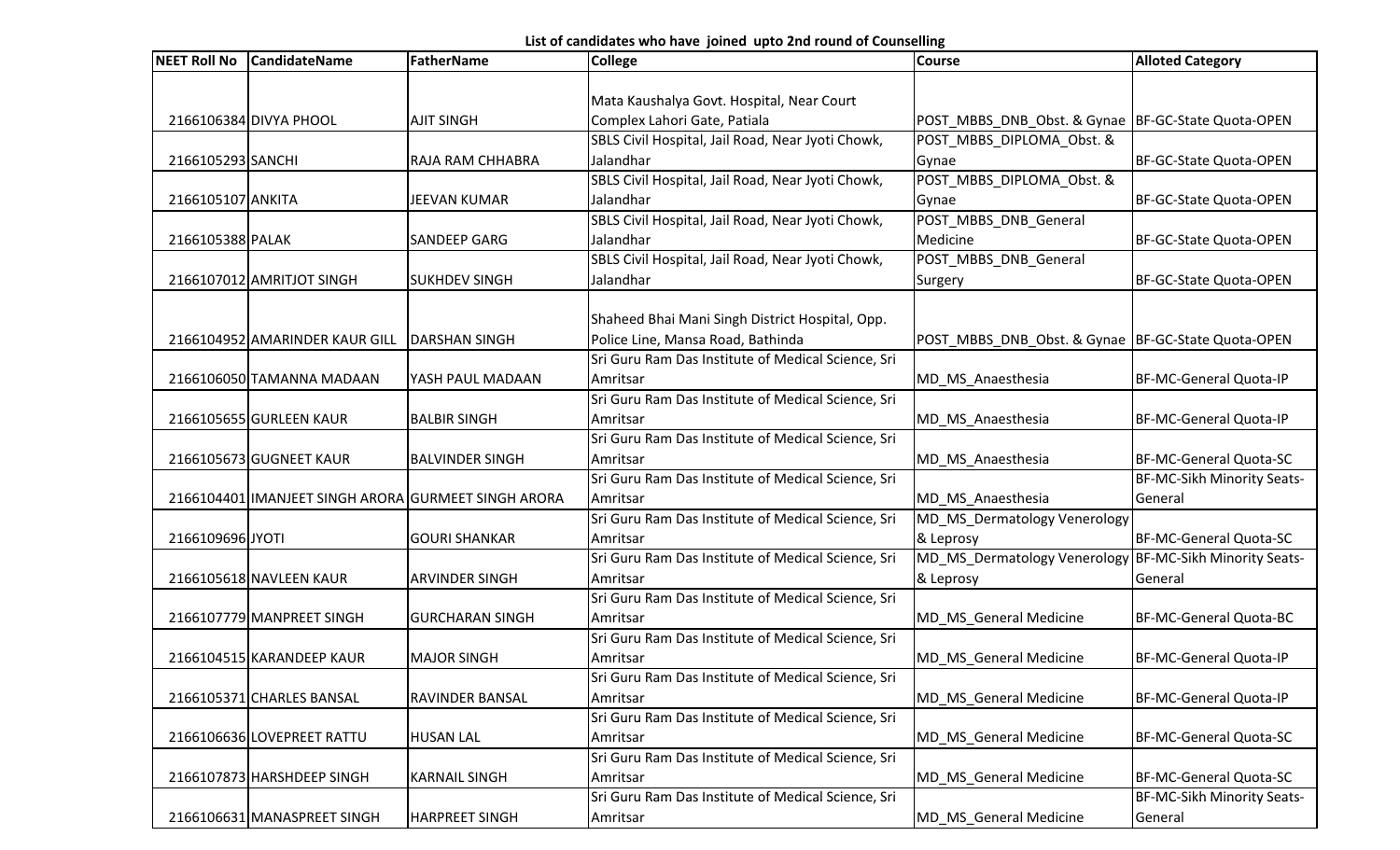**List of candidates who have joined upto 2nd round of Counselling**

| NEET Roll No | CandidateName | FatherName | College | Course | Alloted Category |
| --- | --- | --- | --- | --- | --- |
| 2166106384 | DIVYA PHOOL | AJIT SINGH | Mata Kaushalya Govt. Hospital, Near Court Complex Lahori Gate, Patiala | POST_MBBS_DNB_Obst. & Gynae | BF-GC-State Quota-OPEN |
| 2166105293 | SANCHI | RAJA RAM CHHABRA | SBLS Civil Hospital, Jail Road, Near Jyoti Chowk, Jalandhar | POST_MBBS_DIPLOMA_Obst. & Gynae | BF-GC-State Quota-OPEN |
| 2166105107 | ANKITA | JEEVAN KUMAR | SBLS Civil Hospital, Jail Road, Near Jyoti Chowk, Jalandhar | POST_MBBS_DIPLOMA_Obst. & Gynae | BF-GC-State Quota-OPEN |
| 2166105388 | PALAK | SANDEEP GARG | SBLS Civil Hospital, Jail Road, Near Jyoti Chowk, Jalandhar | POST_MBBS_DNB_General Medicine | BF-GC-State Quota-OPEN |
| 2166107012 | AMRITJOT SINGH | SUKHDEV SINGH | SBLS Civil Hospital, Jail Road, Near Jyoti Chowk, Jalandhar | POST_MBBS_DNB_General Surgery | BF-GC-State Quota-OPEN |
| 2166104952 | AMARINDER KAUR GILL | DARSHAN SINGH | Shaheed Bhai Mani Singh District Hospital, Opp. Police Line, Mansa Road, Bathinda | POST_MBBS_DNB_Obst. & Gynae | BF-GC-State Quota-OPEN |
| 2166106050 | TAMANNA MADAAN | YASH PAUL MADAAN | Sri Guru Ram Das Institute of Medical Science, Sri Amritsar | MD_MS_Anaesthesia | BF-MC-General Quota-IP |
| 2166105655 | GURLEEN KAUR | BALBIR SINGH | Sri Guru Ram Das Institute of Medical Science, Sri Amritsar | MD_MS_Anaesthesia | BF-MC-General Quota-IP |
| 2166105673 | GUGNEET KAUR | BALVINDER SINGH | Sri Guru Ram Das Institute of Medical Science, Sri Amritsar | MD_MS_Anaesthesia | BF-MC-General Quota-SC |
| 2166104401 | IMANJEET SINGH ARORA | GURMEET SINGH ARORA | Sri Guru Ram Das Institute of Medical Science, Sri Amritsar | MD_MS_Anaesthesia | BF-MC-Sikh Minority Seats-General |
| 2166109696 | JYOTI | GOURI SHANKAR | Sri Guru Ram Das Institute of Medical Science, Sri Amritsar | MD_MS_Dermatology Venerology & Leprosy | BF-MC-General Quota-SC |
| 2166105618 | NAVLEEN KAUR | ARVINDER SINGH | Sri Guru Ram Das Institute of Medical Science, Sri Amritsar | MD_MS_Dermatology Venerology & Leprosy | BF-MC-Sikh Minority Seats-General |
| 2166107779 | MANPREET SINGH | GURCHARAN SINGH | Sri Guru Ram Das Institute of Medical Science, Sri Amritsar | MD_MS_General Medicine | BF-MC-General Quota-BC |
| 2166104515 | KARANDEEP KAUR | MAJOR SINGH | Sri Guru Ram Das Institute of Medical Science, Sri Amritsar | MD_MS_General Medicine | BF-MC-General Quota-IP |
| 2166105371 | CHARLES BANSAL | RAVINDER BANSAL | Sri Guru Ram Das Institute of Medical Science, Sri Amritsar | MD_MS_General Medicine | BF-MC-General Quota-IP |
| 2166106636 | LOVEPREET RATTU | HUSAN LAL | Sri Guru Ram Das Institute of Medical Science, Sri Amritsar | MD_MS_General Medicine | BF-MC-General Quota-SC |
| 2166107873 | HARSHDEEP SINGH | KARNAIL SINGH | Sri Guru Ram Das Institute of Medical Science, Sri Amritsar | MD_MS_General Medicine | BF-MC-General Quota-SC |
| 2166106631 | MANASPREET SINGH | HARPREET SINGH | Sri Guru Ram Das Institute of Medical Science, Sri Amritsar | MD_MS_General Medicine | BF-MC-Sikh Minority Seats-General |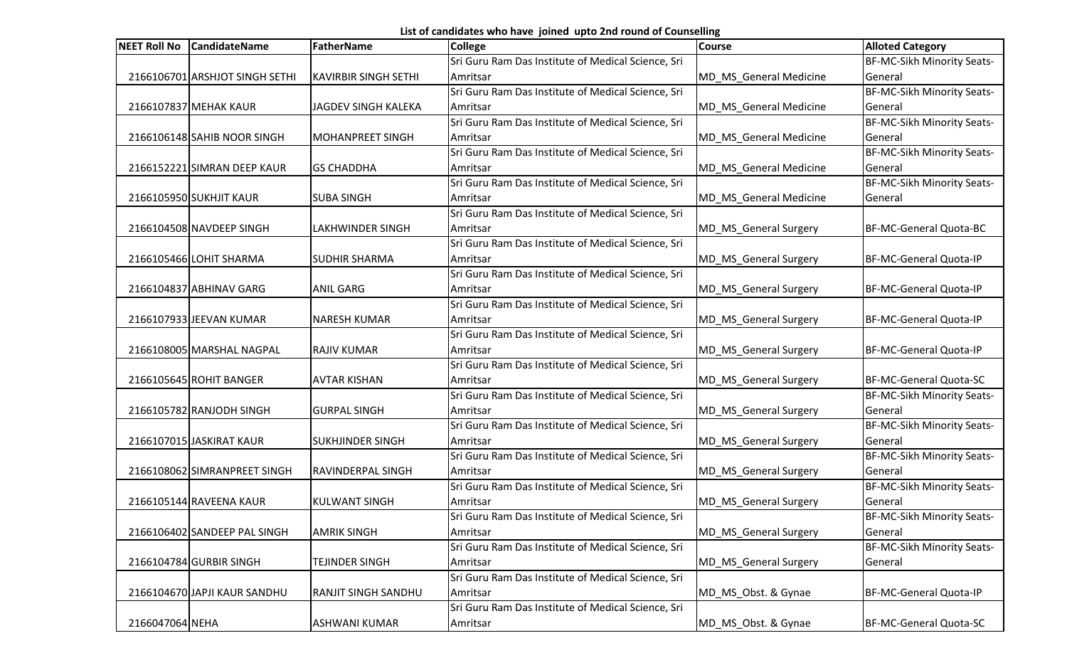**List of candidates who have joined upto 2nd round of Counselling**

| NEET Roll No | CandidateName | FatherName | College | Course | Alloted Category |
|---|---|---|---|---|---|
| 2166106701 | ARSHJOT SINGH SETHI | KAVIRBIR SINGH SETHI | Sri Guru Ram Das Institute of Medical Science, Sri Amritsar | MD_MS_General Medicine | BF-MC-Sikh Minority Seats-General |
| 2166107837 | MEHAK KAUR | JAGDEV SINGH KALEKA | Sri Guru Ram Das Institute of Medical Science, Sri Amritsar | MD_MS_General Medicine | BF-MC-Sikh Minority Seats-General |
| 2166106148 | SAHIB NOOR SINGH | MOHANPREET SINGH | Sri Guru Ram Das Institute of Medical Science, Sri Amritsar | MD_MS_General Medicine | BF-MC-Sikh Minority Seats-General |
| 2166152221 | SIMRAN DEEP KAUR | GS CHADDHA | Sri Guru Ram Das Institute of Medical Science, Sri Amritsar | MD_MS_General Medicine | BF-MC-Sikh Minority Seats-General |
| 2166105950 | SUKHJIT KAUR | SUBA SINGH | Sri Guru Ram Das Institute of Medical Science, Sri Amritsar | MD_MS_General Medicine | BF-MC-Sikh Minority Seats-General |
| 2166104508 | NAVDEEP SINGH | LAKHWINDER SINGH | Sri Guru Ram Das Institute of Medical Science, Sri Amritsar | MD_MS_General Surgery | BF-MC-General Quota-BC |
| 2166105466 | LOHIT SHARMA | SUDHIR SHARMA | Sri Guru Ram Das Institute of Medical Science, Sri Amritsar | MD_MS_General Surgery | BF-MC-General Quota-IP |
| 2166104837 | ABHINAV GARG | ANIL GARG | Sri Guru Ram Das Institute of Medical Science, Sri Amritsar | MD_MS_General Surgery | BF-MC-General Quota-IP |
| 2166107933 | JEEVAN KUMAR | NARESH KUMAR | Sri Guru Ram Das Institute of Medical Science, Sri Amritsar | MD_MS_General Surgery | BF-MC-General Quota-IP |
| 2166108005 | MARSHAL NAGPAL | RAJIV KUMAR | Sri Guru Ram Das Institute of Medical Science, Sri Amritsar | MD_MS_General Surgery | BF-MC-General Quota-IP |
| 2166105645 | ROHIT BANGER | AVTAR KISHAN | Sri Guru Ram Das Institute of Medical Science, Sri Amritsar | MD_MS_General Surgery | BF-MC-General Quota-SC |
| 2166105782 | RANJODH SINGH | GURPAL SINGH | Sri Guru Ram Das Institute of Medical Science, Sri Amritsar | MD_MS_General Surgery | BF-MC-Sikh Minority Seats-General |
| 2166107015 | JASKIRAT KAUR | SUKHJINDER SINGH | Sri Guru Ram Das Institute of Medical Science, Sri Amritsar | MD_MS_General Surgery | BF-MC-Sikh Minority Seats-General |
| 2166108062 | SIMRANPREET SINGH | RAVINDERPAL SINGH | Sri Guru Ram Das Institute of Medical Science, Sri Amritsar | MD_MS_General Surgery | BF-MC-Sikh Minority Seats-General |
| 2166105144 | RAVEENA KAUR | KULWANT SINGH | Sri Guru Ram Das Institute of Medical Science, Sri Amritsar | MD_MS_General Surgery | BF-MC-Sikh Minority Seats-General |
| 2166106402 | SANDEEP PAL SINGH | AMRIK SINGH | Sri Guru Ram Das Institute of Medical Science, Sri Amritsar | MD_MS_General Surgery | BF-MC-Sikh Minority Seats-General |
| 2166104784 | GURBIR SINGH | TEJINDER SINGH | Sri Guru Ram Das Institute of Medical Science, Sri Amritsar | MD_MS_General Surgery | BF-MC-Sikh Minority Seats-General |
| 2166104670 | JAPJI KAUR SANDHU | RANJIT SINGH SANDHU | Sri Guru Ram Das Institute of Medical Science, Sri Amritsar | MD_MS_Obst. & Gynae | BF-MC-General Quota-IP |
| 2166047064 | NEHA | ASHWANI KUMAR | Sri Guru Ram Das Institute of Medical Science, Sri Amritsar | MD_MS_Obst. & Gynae | BF-MC-General Quota-SC |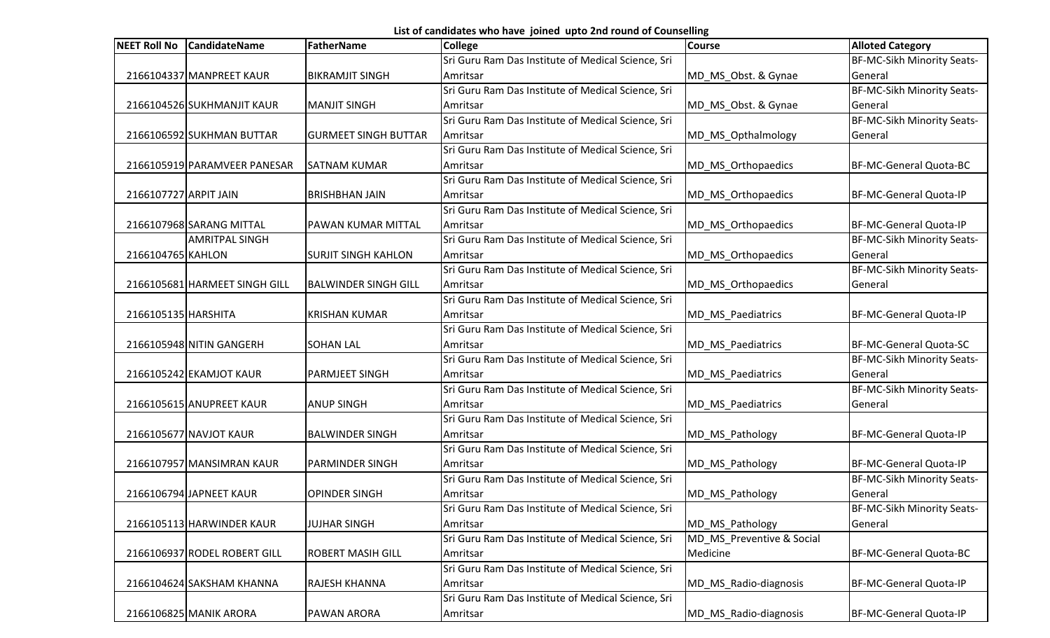**List of candidates who have joined upto 2nd round of Counselling**

| NEET Roll No | CandidateName | FatherName | College | Course | Alloted Category |
|---|---|---|---|---|---|
| 2166104337 | MANPREET KAUR | BIKRAMJIT SINGH | Sri Guru Ram Das Institute of Medical Science, Sri Amritsar | MD_MS_Obst. & Gynae | BF-MC-Sikh Minority Seats-General |
| 2166104526 | SUKHMANJIT KAUR | MANJIT SINGH | Sri Guru Ram Das Institute of Medical Science, Sri Amritsar | MD_MS_Obst. & Gynae | BF-MC-Sikh Minority Seats-General |
| 2166106592 | SUKHMAN BUTTAR | GURMEET SINGH BUTTAR | Sri Guru Ram Das Institute of Medical Science, Sri Amritsar | MD_MS_Opthalmology | BF-MC-Sikh Minority Seats-General |
| 2166105919 | PARAMVEER PANESAR | SATNAM KUMAR | Sri Guru Ram Das Institute of Medical Science, Sri Amritsar | MD_MS_Orthopaedics | BF-MC-General Quota-BC |
| 2166107727 | ARPIT JAIN | BRISHBHAN JAIN | Sri Guru Ram Das Institute of Medical Science, Sri Amritsar | MD_MS_Orthopaedics | BF-MC-General Quota-IP |
| 2166107968 | SARANG MITTAL | PAWAN KUMAR MITTAL | Sri Guru Ram Das Institute of Medical Science, Sri Amritsar | MD_MS_Orthopaedics | BF-MC-General Quota-IP |
| 2166104765 | AMRITPAL SINGH KAHLON | SURJIT SINGH KAHLON | Sri Guru Ram Das Institute of Medical Science, Sri Amritsar | MD_MS_Orthopaedics | BF-MC-Sikh Minority Seats-General |
| 2166105681 | HARMEET SINGH GILL | BALWINDER SINGH GILL | Sri Guru Ram Das Institute of Medical Science, Sri Amritsar | MD_MS_Orthopaedics | BF-MC-Sikh Minority Seats-General |
| 2166105135 | HARSHITA | KRISHAN KUMAR | Sri Guru Ram Das Institute of Medical Science, Sri Amritsar | MD_MS_Paediatrics | BF-MC-General Quota-IP |
| 2166105948 | NITIN GANGERH | SOHAN LAL | Sri Guru Ram Das Institute of Medical Science, Sri Amritsar | MD_MS_Paediatrics | BF-MC-General Quota-SC |
| 2166105242 | EKAMJOT KAUR | PARMJEET SINGH | Sri Guru Ram Das Institute of Medical Science, Sri Amritsar | MD_MS_Paediatrics | BF-MC-Sikh Minority Seats-General |
| 2166105615 | ANUPREET KAUR | ANUP SINGH | Sri Guru Ram Das Institute of Medical Science, Sri Amritsar | MD_MS_Paediatrics | BF-MC-Sikh Minority Seats-General |
| 2166105677 | NAVJOT KAUR | BALWINDER SINGH | Sri Guru Ram Das Institute of Medical Science, Sri Amritsar | MD_MS_Pathology | BF-MC-General Quota-IP |
| 2166107957 | MANSIMRAN KAUR | PARMINDER SINGH | Sri Guru Ram Das Institute of Medical Science, Sri Amritsar | MD_MS_Pathology | BF-MC-General Quota-IP |
| 2166106794 | JAPNEET KAUR | OPINDER SINGH | Sri Guru Ram Das Institute of Medical Science, Sri Amritsar | MD_MS_Pathology | BF-MC-Sikh Minority Seats-General |
| 2166105113 | HARWINDER KAUR | JUJHAR SINGH | Sri Guru Ram Das Institute of Medical Science, Sri Amritsar | MD_MS_Pathology | BF-MC-Sikh Minority Seats-General |
| 2166106937 | RODEL ROBERT GILL | ROBERT MASIH GILL | Sri Guru Ram Das Institute of Medical Science, Sri Amritsar | MD_MS_Preventive & Social Medicine | BF-MC-General Quota-BC |
| 2166104624 | SAKSHAM KHANNA | RAJESH KHANNA | Sri Guru Ram Das Institute of Medical Science, Sri Amritsar | MD_MS_Radio-diagnosis | BF-MC-General Quota-IP |
| 2166106825 | MANIK ARORA | PAWAN ARORA | Sri Guru Ram Das Institute of Medical Science, Sri Amritsar | MD_MS_Radio-diagnosis | BF-MC-General Quota-IP |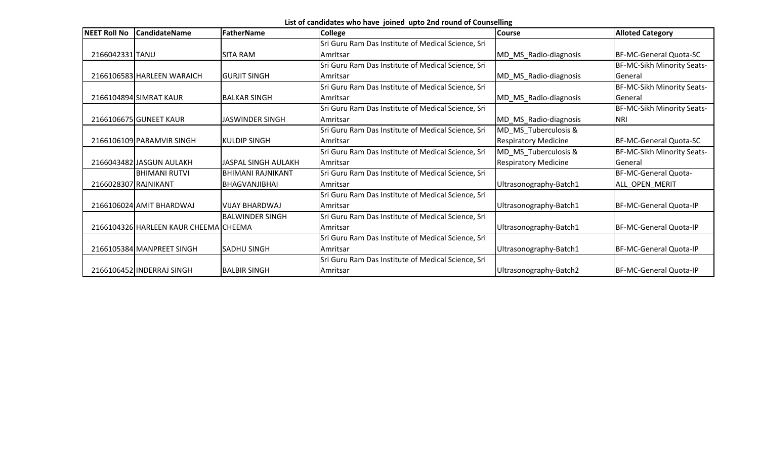**List of candidates who have joined upto 2nd round of Counselling**

| NEET Roll No | CandidateName | FatherName | College | Course | Alloted Category |
|---|---|---|---|---|---|
| 2166042331 | TANU | SITA RAM | Sri Guru Ram Das Institute of Medical Science, Sri Amritsar | MD_MS_Radio-diagnosis | BF-MC-General Quota-SC |
| 2166106583 | HARLEEN WARAICH | GURJIT SINGH | Sri Guru Ram Das Institute of Medical Science, Sri Amritsar | MD_MS_Radio-diagnosis | BF-MC-Sikh Minority Seats-General |
| 2166104894 | SIMRAT KAUR | BALKAR SINGH | Sri Guru Ram Das Institute of Medical Science, Sri Amritsar | MD_MS_Radio-diagnosis | BF-MC-Sikh Minority Seats-General |
| 2166106675 | GUNEET KAUR | JASWINDER SINGH | Sri Guru Ram Das Institute of Medical Science, Sri Amritsar | MD_MS_Radio-diagnosis | BF-MC-Sikh Minority Seats-NRI |
| 2166106109 | PARAMVIR SINGH | KULDIP SINGH | Sri Guru Ram Das Institute of Medical Science, Sri Amritsar | MD_MS_Tuberculosis & Respiratory Medicine | BF-MC-General Quota-SC |
| 2166043482 | JASGUN AULAKH | JASPAL SINGH AULAKH | Sri Guru Ram Das Institute of Medical Science, Sri Amritsar | MD_MS_Tuberculosis & Respiratory Medicine | BF-MC-Sikh Minority Seats-General |
| 2166028307 | BHIMANI RUTVI RAJNIKANT | BHIMANI RAJNIKANT BHAGVANJIBHAI | Sri Guru Ram Das Institute of Medical Science, Sri Amritsar | Ultrasonography-Batch1 | BF-MC-General Quota-ALL_OPEN_MERIT |
| 2166106024 | AMIT BHARDWAJ | VIJAY BHARDWAJ | Sri Guru Ram Das Institute of Medical Science, Sri Amritsar | Ultrasonography-Batch1 | BF-MC-General Quota-IP |
| 2166104326 | HARLEEN KAUR CHEEMA | BALWINDER SINGH CHEEMA | Sri Guru Ram Das Institute of Medical Science, Sri Amritsar | Ultrasonography-Batch1 | BF-MC-General Quota-IP |
| 2166105384 | MANPREET SINGH | SADHU SINGH | Sri Guru Ram Das Institute of Medical Science, Sri Amritsar | Ultrasonography-Batch1 | BF-MC-General Quota-IP |
| 2166106452 | INDERRAJ SINGH | BALBIR SINGH | Sri Guru Ram Das Institute of Medical Science, Sri Amritsar | Ultrasonography-Batch2 | BF-MC-General Quota-IP |